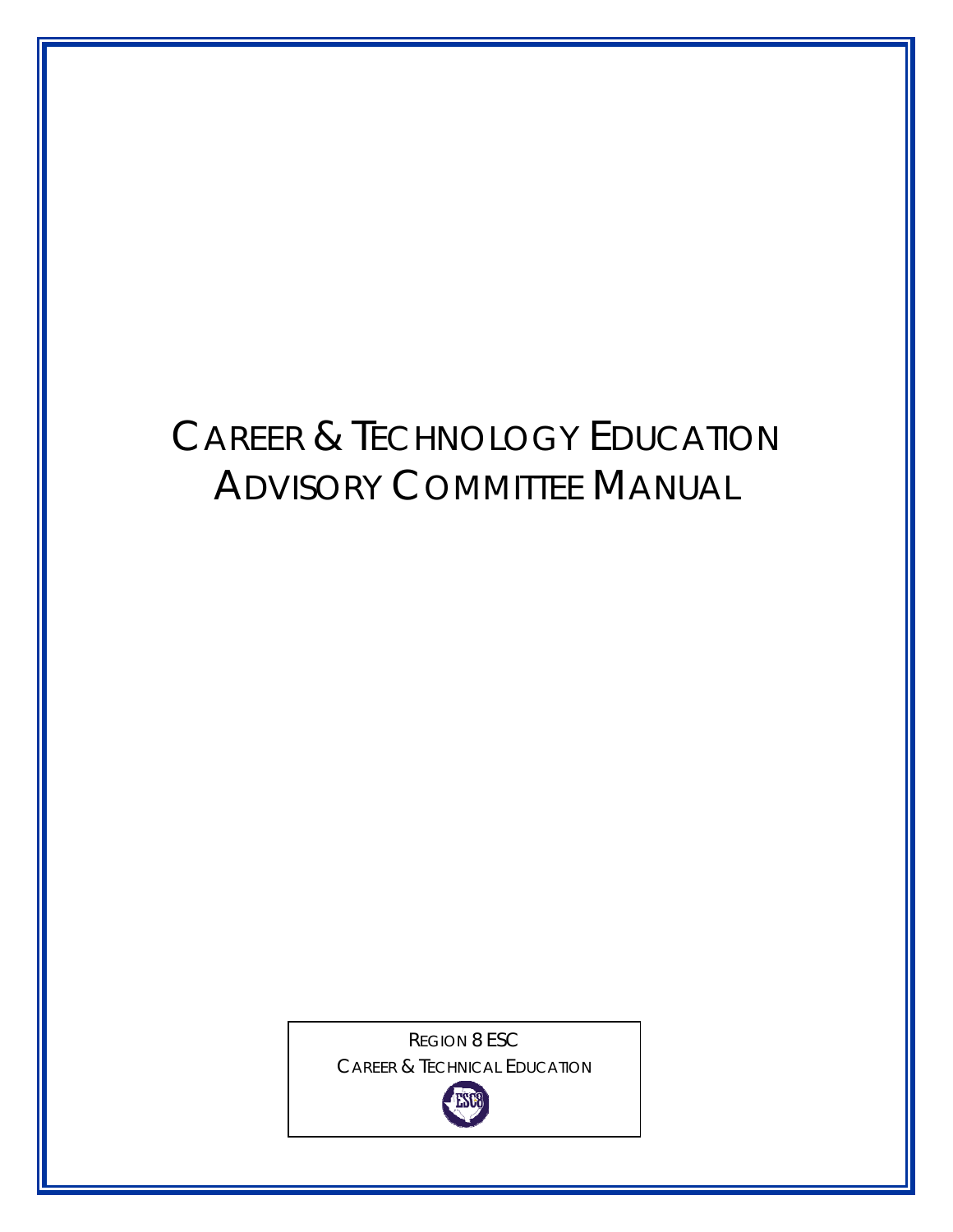# CAREER & TECHNOLOGY EDUCATION ADVISORY COMMITTEE MANUAL

REGION 8 ESC

CAREER & TECHNICAL EDUCATION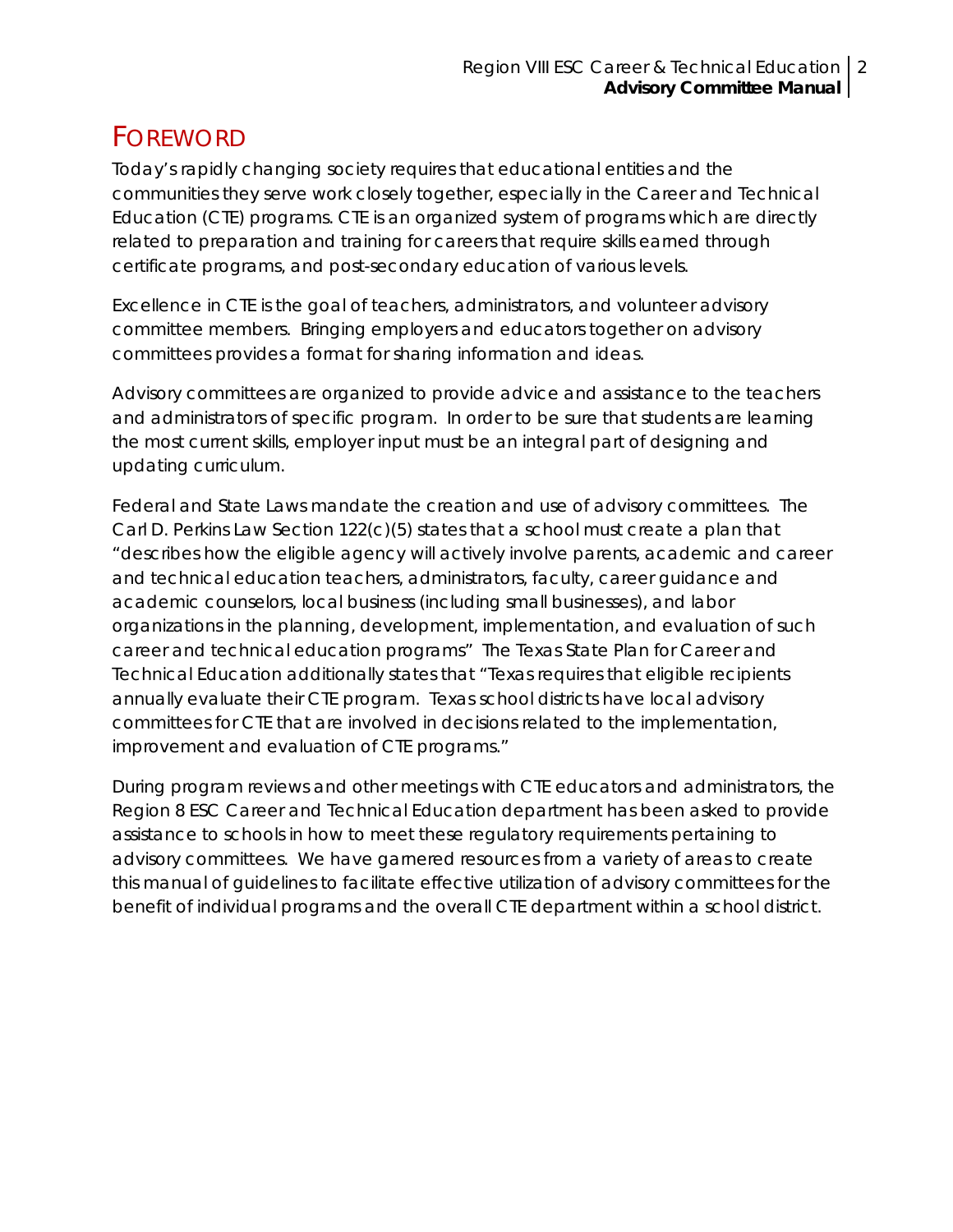# FOREWORD

Today's rapidly changing society requires that educational entities and the communities they serve work closely together, especially in the Career and Technical Education (CTE) programs. CTE is an organized system of programs which are directly related to preparation and training for careers that require skills earned through certificate programs, and post-secondary education of various levels.

Excellence in CTE is the goal of teachers, administrators, and volunteer advisory committee members. Bringing employers and educators together on advisory committees provides a format for sharing information and ideas.

Advisory committees are organized to provide advice and assistance to the teachers and administrators of specific program. In order to be sure that students are learning the most current skills, employer input must be an integral part of designing and updating curriculum.

Federal and State Laws mandate the creation and use of advisory committees. The Carl D. Perkins Law Section 122(c)(5) states that a school must create a plan that "describes how the eligible agency will actively involve parents, academic and career and technical education teachers, administrators, faculty, career guidance and academic counselors, local business (including small businesses), and labor organizations in the planning, development, implementation, and evaluation of such career and technical education programs" The Texas State Plan for Career and Technical Education additionally states that "Texas requires that eligible recipients annually evaluate their CTE program. Texas school districts have local advisory committees for CTE that are involved in decisions related to the implementation, improvement and evaluation of CTE programs."

During program reviews and other meetings with CTE educators and administrators, the Region 8 ESC Career and Technical Education department has been asked to provide assistance to schools in how to meet these regulatory requirements pertaining to advisory committees. We have garnered resources from a variety of areas to create this manual of guidelines to facilitate effective utilization of advisory committees for the benefit of individual programs and the overall CTE department within a school district.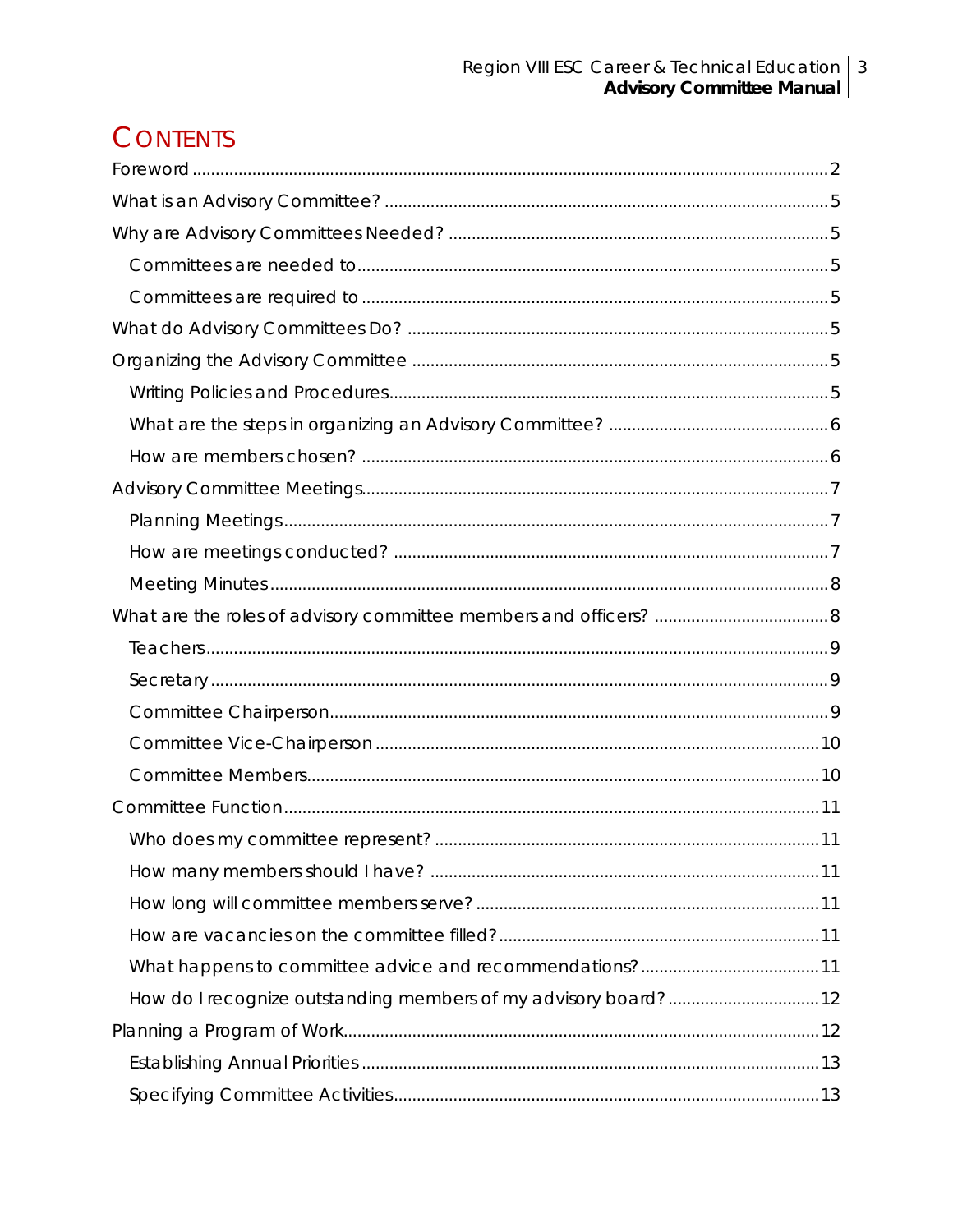# Contents

- Foreword ... 2
- What is an Advisory Committee? ... 5
- Why are Advisory Committees Needed? ... 5
  - Committees are needed to ... 5
  - Committees are required to ... 5
- What do Advisory Committees Do? ... 5
- Organizing the Advisory Committee ... 5
  - Writing Policies and Procedures ... 5
  - What are the steps in organizing an Advisory Committee? ... 6
  - How are members chosen? ... 6
- Advisory Committee Meetings ... 7
  - Planning Meetings ... 7
  - How are meetings conducted? ... 7
  - Meeting Minutes ... 8
- What are the roles of advisory committee members and officers? ... 8
  - Teachers ... 9
  - Secretary ... 9
  - Committee Chairperson ... 9
  - Committee Vice-Chairperson ... 10
  - Committee Members ... 10
- Committee Function ... 11
  - Who does my committee represent? ... 11
  - How many members should I have? ... 11
  - How long will committee members serve? ... 11
  - How are vacancies on the committee filled? ... 11
  - What happens to committee advice and recommendations? ... 11
  - How do I recognize outstanding members of my advisory board? ... 12
- Planning a Program of Work ... 12
  - Establishing Annual Priorities ... 13
  - Specifying Committee Activities ... 13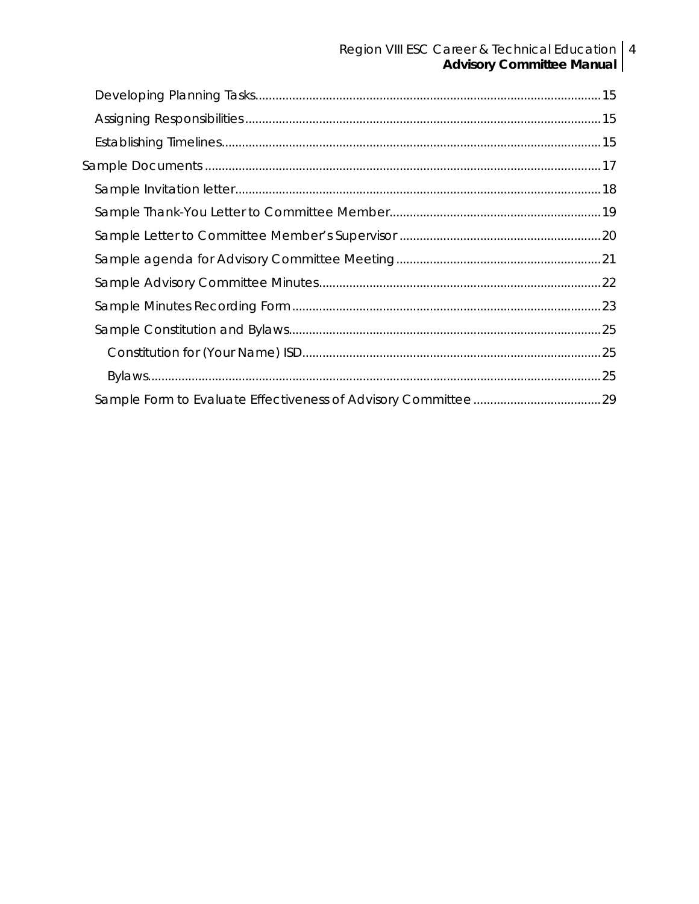- Developing Planning Tasks....................................................................................................15
- Assigning Responsibilities....................................................................................................15
- Establishing Timelines.........................................................................................................15

Sample Documents.................................................................................................................17

- Sample Invitation letter........................................................................................................18
- Sample Thank-You Letter to Committee Member...............................................................19
- Sample Letter to Committee Member's Supervisor.............................................................20
- Sample agenda for Advisory Committee Meeting...............................................................21
- Sample Advisory Committee Minutes...................................................................................22
- Sample Minutes Recording Form.........................................................................................23
- Sample Constitution and Bylaws..........................................................................................25
  - Constitution for (Your Name) ISD.....................................................................................25
  - Bylaws................................................................................................................................25
- Sample Form to Evaluate Effectiveness of Advisory Committee.......................................29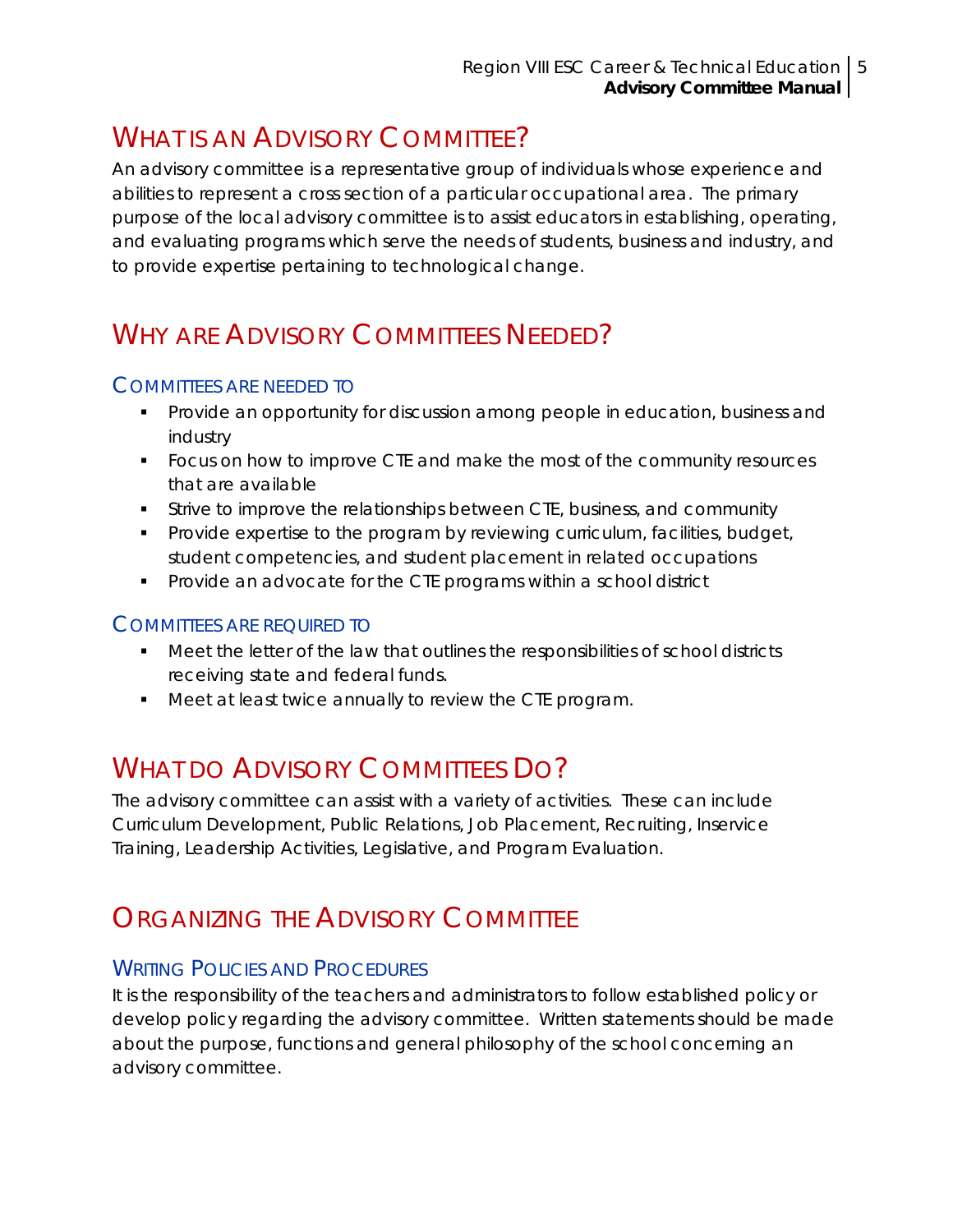## What is an Advisory Committee?

An advisory committee is a representative group of individuals whose experience and abilities to represent a cross section of a particular occupational area. The primary purpose of the local advisory committee is to assist educators in establishing, operating, and evaluating programs which serve the needs of students, business and industry, and to provide expertise pertaining to technological change.

## Why are Advisory Committees Needed?

### Committees are needed to

- Provide an opportunity for discussion among people in education, business and industry
- Focus on how to improve CTE and make the most of the community resources that are available
- Strive to improve the relationships between CTE, business, and community
- Provide expertise to the program by reviewing curriculum, facilities, budget, student competencies, and student placement in related occupations
- Provide an advocate for the CTE programs within a school district

### Committees are required to

- Meet the letter of the law that outlines the responsibilities of school districts receiving state and federal funds.
- Meet at least twice annually to review the CTE program.

## What do Advisory Committees Do?

The advisory committee can assist with a variety of activities. These can include Curriculum Development, Public Relations, Job Placement, Recruiting, Inservice Training, Leadership Activities, Legislative, and Program Evaluation.

## Organizing the Advisory Committee

### Writing Policies and Procedures

It is the responsibility of the teachers and administrators to follow established policy or develop policy regarding the advisory committee. Written statements should be made about the purpose, functions and general philosophy of the school concerning an advisory committee.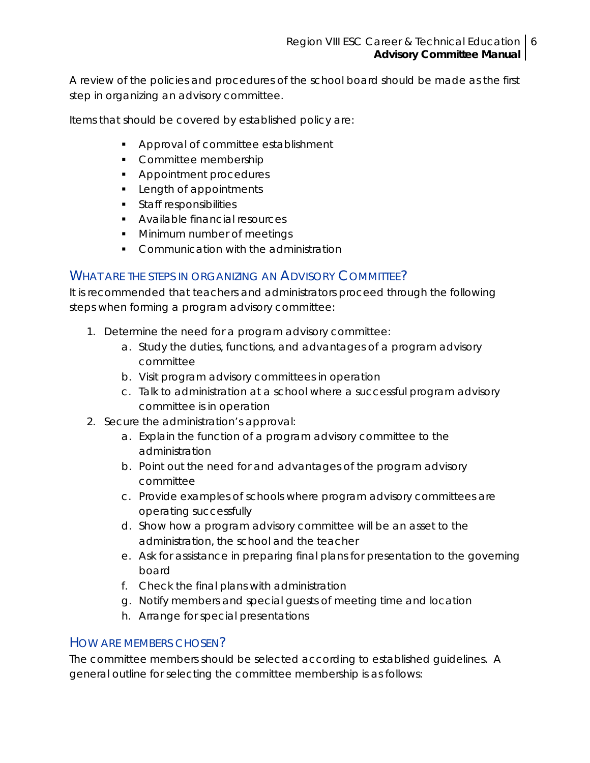A review of the policies and procedures of the school board should be made as the first step in organizing an advisory committee.

Items that should be covered by established policy are:

- Approval of committee establishment
- Committee membership
- Appointment procedures
- Length of appointments
- Staff responsibilities
- Available financial resources
- Minimum number of meetings
- Communication with the administration

## What are the steps in organizing an Advisory Committee?

It is recommended that teachers and administrators proceed through the following steps when forming a program advisory committee:

1. Determine the need for a program advisory committee:
   a. Study the duties, functions, and advantages of a program advisory committee
   b. Visit program advisory committees in operation
   c. Talk to administration at a school where a successful program advisory committee is in operation
2. Secure the administration's approval:
   a. Explain the function of a program advisory committee to the administration
   b. Point out the need for and advantages of the program advisory committee
   c. Provide examples of schools where program advisory committees are operating successfully
   d. Show how a program advisory committee will be an asset to the administration, the school and the teacher
   e. Ask for assistance in preparing final plans for presentation to the governing board
   f. Check the final plans with administration
   g. Notify members and special guests of meeting time and location
   h. Arrange for special presentations

## How are members chosen?

The committee members should be selected according to established guidelines. A general outline for selecting the committee membership is as follows: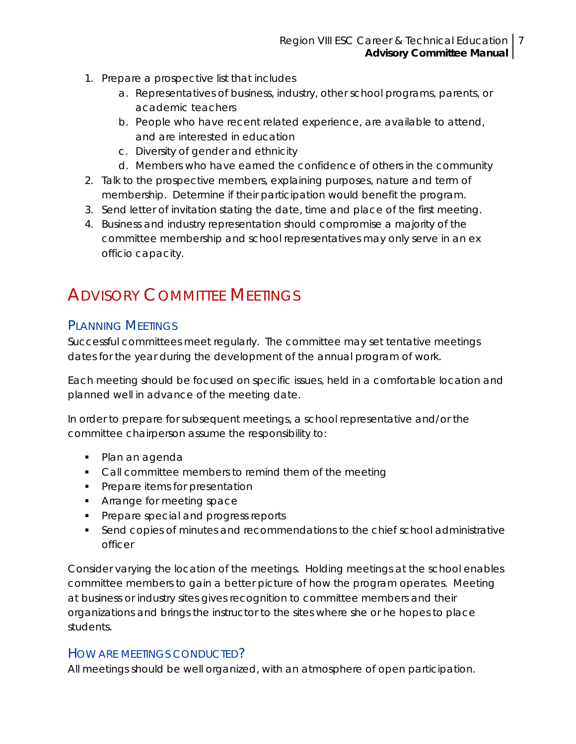1. Prepare a prospective list that includes
    a. Representatives of business, industry, other school programs, parents, or academic teachers
    b. People who have recent related experience, are available to attend, and are interested in education
    c. Diversity of gender and ethnicity
    d. Members who have earned the confidence of others in the community
2. Talk to the prospective members, explaining purposes, nature and term of membership. Determine if their participation would benefit the program.
3. Send letter of invitation stating the date, time and place of the first meeting.
4. Business and industry representation should compromise a majority of the committee membership and school representatives may only serve in an ex officio capacity.

# Advisory Committee Meetings

## Planning Meetings

Successful committees meet regularly. The committee may set tentative meetings dates for the year during the development of the annual program of work.

Each meeting should be focused on specific issues, held in a comfortable location and planned well in advance of the meeting date.

In order to prepare for subsequent meetings, a school representative and/or the committee chairperson assume the responsibility to:

- Plan an agenda
- Call committee members to remind them of the meeting
- Prepare items for presentation
- Arrange for meeting space
- Prepare special and progress reports
- Send copies of minutes and recommendations to the chief school administrative officer

Consider varying the location of the meetings. Holding meetings at the school enables committee members to gain a better picture of how the program operates. Meeting at business or industry sites gives recognition to committee members and their organizations and brings the instructor to the sites where she or he hopes to place students.

## How are meetings conducted?

All meetings should be well organized, with an atmosphere of open participation.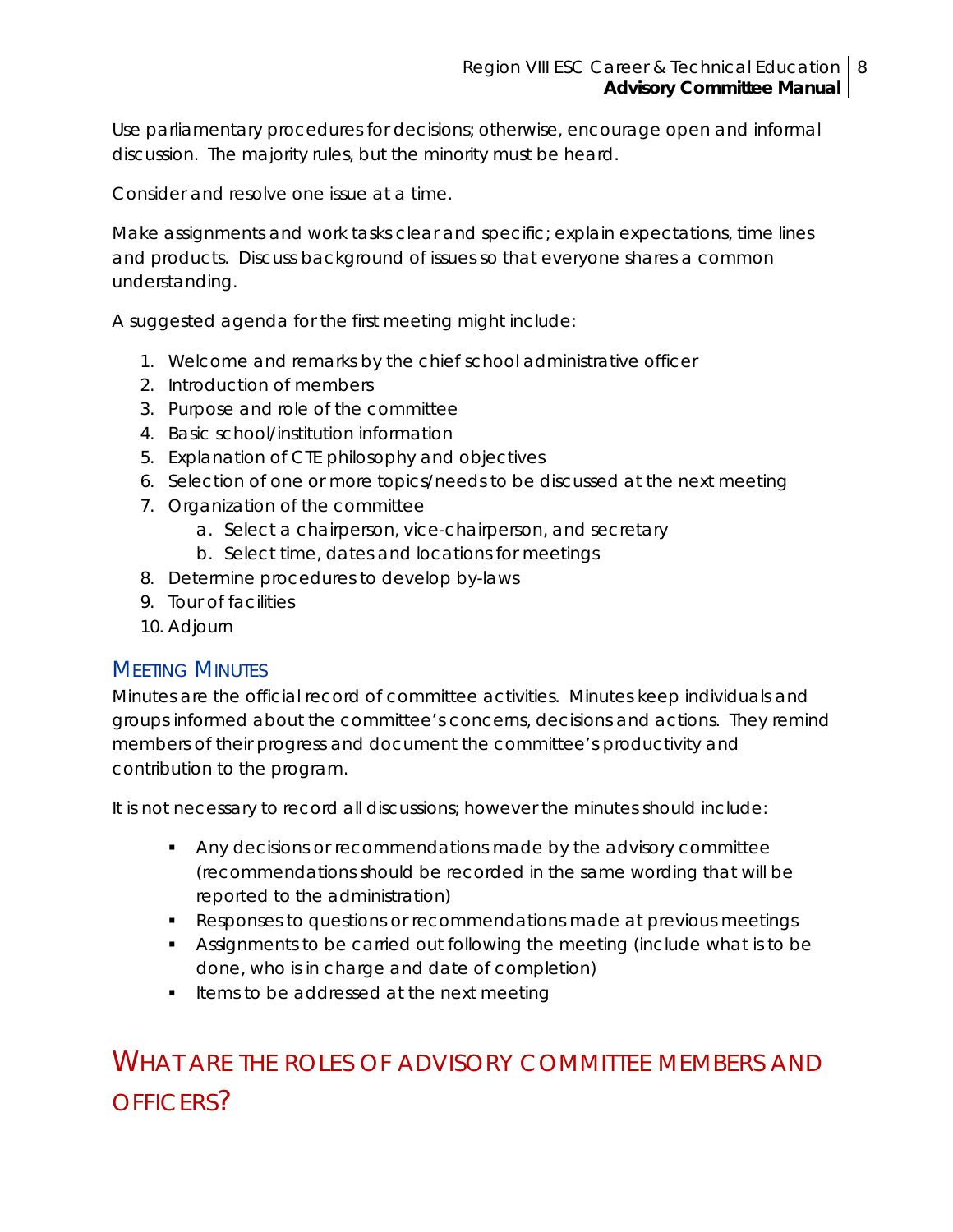Use parliamentary procedures for decisions; otherwise, encourage open and informal discussion. The majority rules, but the minority must be heard.

Consider and resolve one issue at a time.

Make assignments and work tasks clear and specific; explain expectations, time lines and products. Discuss background of issues so that everyone shares a common understanding.

A suggested agenda for the first meeting might include:

1. Welcome and remarks by the chief school administrative officer
2. Introduction of members
3. Purpose and role of the committee
4. Basic school/institution information
5. Explanation of CTE philosophy and objectives
6. Selection of one or more topics/needs to be discussed at the next meeting
7. Organization of the committee
    a. Select a chairperson, vice-chairperson, and secretary
    b. Select time, dates and locations for meetings
8. Determine procedures to develop by-laws
9. Tour of facilities
10. Adjourn

### Meeting Minutes

Minutes are the official record of committee activities. Minutes keep individuals and groups informed about the committee's concerns, decisions and actions. They remind members of their progress and document the committee's productivity and contribution to the program.

It is not necessary to record all discussions; however the minutes should include:

- Any decisions or recommendations made by the advisory committee (recommendations should be recorded in the same wording that will be reported to the administration)
- Responses to questions or recommendations made at previous meetings
- Assignments to be carried out following the meeting (include what is to be done, who is in charge and date of completion)
- Items to be addressed at the next meeting

## What Are the Roles of Advisory Committee Members and Officers?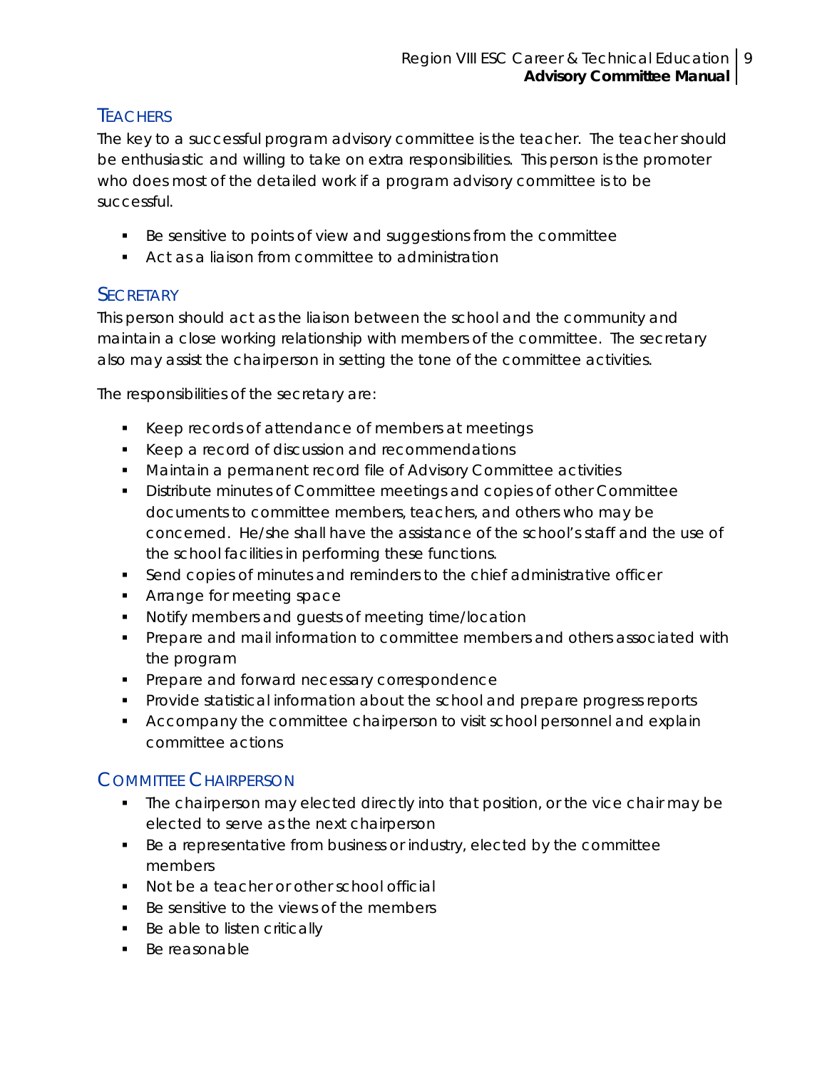## Teachers

The key to a successful program advisory committee is the teacher. The teacher should be enthusiastic and willing to take on extra responsibilities. This person is the promoter who does most of the detailed work if a program advisory committee is to be successful.

- Be sensitive to points of view and suggestions from the committee
- Act as a liaison from committee to administration

## Secretary

This person should act as the liaison between the school and the community and maintain a close working relationship with members of the committee. The secretary also may assist the chairperson in setting the tone of the committee activities.

The responsibilities of the secretary are:

- Keep records of attendance of members at meetings
- Keep a record of discussion and recommendations
- Maintain a permanent record file of Advisory Committee activities
- Distribute minutes of Committee meetings and copies of other Committee documents to committee members, teachers, and others who may be concerned. He/she shall have the assistance of the school's staff and the use of the school facilities in performing these functions.
- Send copies of minutes and reminders to the chief administrative officer
- Arrange for meeting space
- Notify members and guests of meeting time/location
- Prepare and mail information to committee members and others associated with the program
- Prepare and forward necessary correspondence
- Provide statistical information about the school and prepare progress reports
- Accompany the committee chairperson to visit school personnel and explain committee actions

## Committee Chairperson

- The chairperson may elected directly into that position, or the vice chair may be elected to serve as the next chairperson
- Be a representative from business or industry, elected by the committee members
- Not be a teacher or other school official
- Be sensitive to the views of the members
- Be able to listen critically
- Be reasonable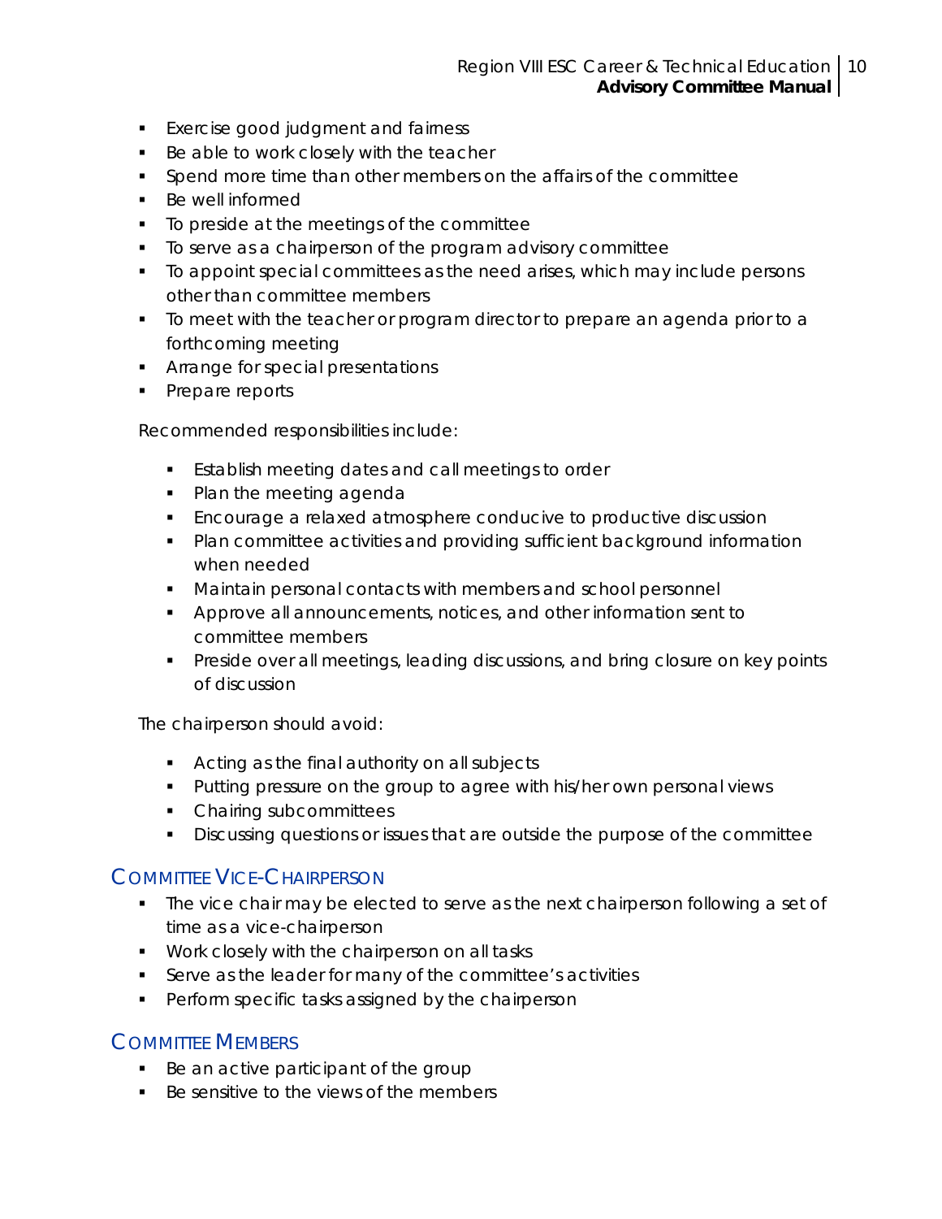- Exercise good judgment and fairness
- Be able to work closely with the teacher
- Spend more time than other members on the affairs of the committee
- Be well informed
- To preside at the meetings of the committee
- To serve as a chairperson of the program advisory committee
- To appoint special committees as the need arises, which may include persons other than committee members
- To meet with the teacher or program director to prepare an agenda prior to a forthcoming meeting
- Arrange for special presentations
- Prepare reports

Recommended responsibilities include:

- Establish meeting dates and call meetings to order
- Plan the meeting agenda
- Encourage a relaxed atmosphere conducive to productive discussion
- Plan committee activities and providing sufficient background information when needed
- Maintain personal contacts with members and school personnel
- Approve all announcements, notices, and other information sent to committee members
- Preside over all meetings, leading discussions, and bring closure on key points of discussion

The chairperson should avoid:

- Acting as the final authority on all subjects
- Putting pressure on the group to agree with his/her own personal views
- Chairing subcommittees
- Discussing questions or issues that are outside the purpose of the committee

## Committee Vice-Chairperson

- The vice chair may be elected to serve as the next chairperson following a set of time as a vice-chairperson
- Work closely with the chairperson on all tasks
- Serve as the leader for many of the committee's activities
- Perform specific tasks assigned by the chairperson

## Committee Members

- Be an active participant of the group
- Be sensitive to the views of the members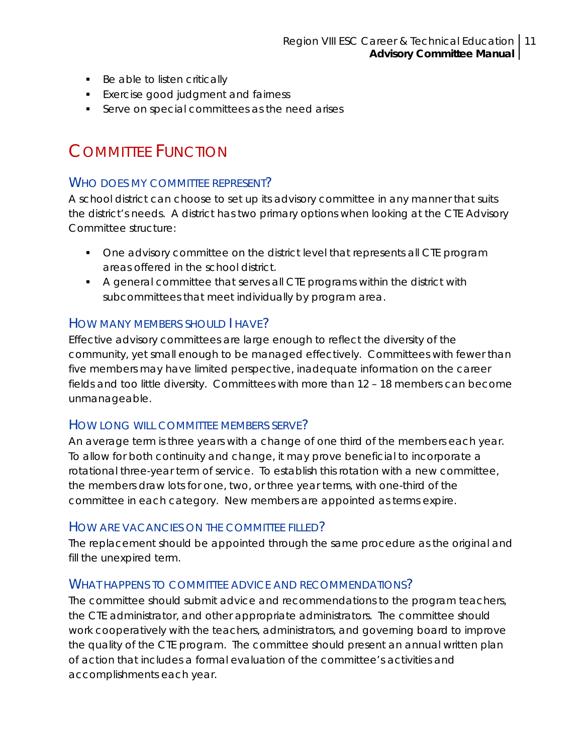- Be able to listen critically
- Exercise good judgment and fairness
- Serve on special committees as the need arises

# Committee Function

## Who does my committee represent?

A school district can choose to set up its advisory committee in any manner that suits the district's needs. A district has two primary options when looking at the CTE Advisory Committee structure:

- One advisory committee on the district level that represents all CTE program areas offered in the school district.
- A general committee that serves all CTE programs within the district with subcommittees that meet individually by program area.

## How many members should I have?

Effective advisory committees are large enough to reflect the diversity of the community, yet small enough to be managed effectively. Committees with fewer than five members may have limited perspective, inadequate information on the career fields and too little diversity. Committees with more than 12 – 18 members can become unmanageable.

## How long will committee members serve?

An average term is three years with a change of one third of the members each year. To allow for both continuity and change, it may prove beneficial to incorporate a rotational three-year term of service. To establish this rotation with a new committee, the members draw lots for one, two, or three year terms, with one-third of the committee in each category. New members are appointed as terms expire.

## How are vacancies on the committee filled?

The replacement should be appointed through the same procedure as the original and fill the unexpired term.

## What happens to committee advice and recommendations?

The committee should submit advice and recommendations to the program teachers, the CTE administrator, and other appropriate administrators. The committee should work cooperatively with the teachers, administrators, and governing board to improve the quality of the CTE program. The committee should present an annual written plan of action that includes a formal evaluation of the committee's activities and accomplishments each year.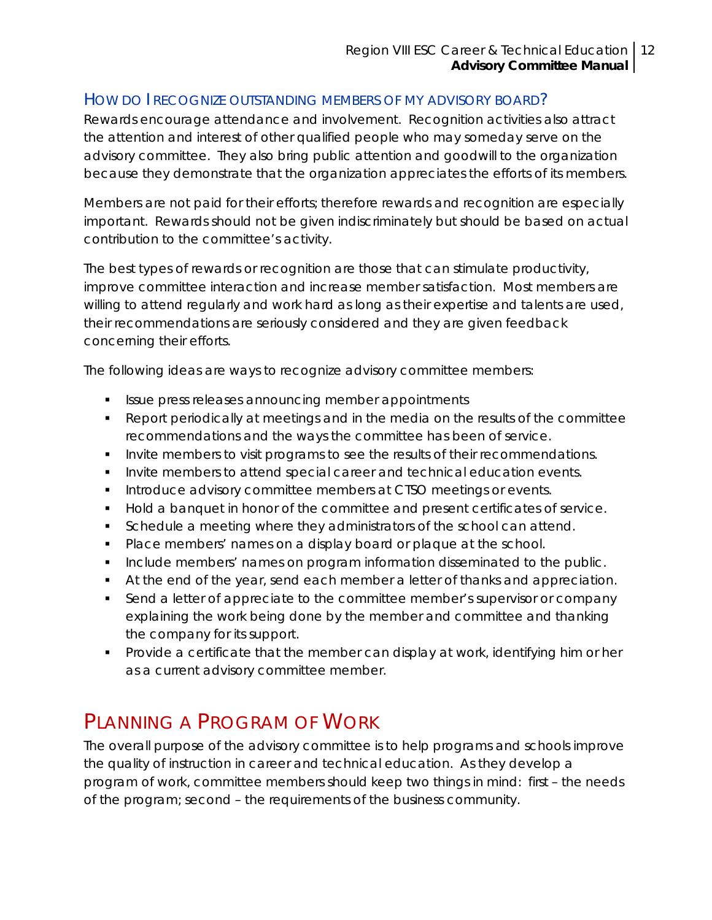### How do I recognize outstanding members of my advisory board?

Rewards encourage attendance and involvement. Recognition activities also attract the attention and interest of other qualified people who may someday serve on the advisory committee. They also bring public attention and goodwill to the organization because they demonstrate that the organization appreciates the efforts of its members.

Members are not paid for their efforts; therefore rewards and recognition are especially important. Rewards should not be given indiscriminately but should be based on actual contribution to the committee's activity.

The best types of rewards or recognition are those that can stimulate productivity, improve committee interaction and increase member satisfaction. Most members are willing to attend regularly and work hard as long as their expertise and talents are used, their recommendations are seriously considered and they are given feedback concerning their efforts.

The following ideas are ways to recognize advisory committee members:

- Issue press releases announcing member appointments
- Report periodically at meetings and in the media on the results of the committee recommendations and the ways the committee has been of service.
- Invite members to visit programs to see the results of their recommendations.
- Invite members to attend special career and technical education events.
- Introduce advisory committee members at CTSO meetings or events.
- Hold a banquet in honor of the committee and present certificates of service.
- Schedule a meeting where they administrators of the school can attend.
- Place members' names on a display board or plaque at the school.
- Include members' names on program information disseminated to the public.
- At the end of the year, send each member a letter of thanks and appreciation.
- Send a letter of appreciate to the committee member's supervisor or company explaining the work being done by the member and committee and thanking the company for its support.
- Provide a certificate that the member can display at work, identifying him or her as a current advisory committee member.

## Planning a Program of Work

The overall purpose of the advisory committee is to help programs and schools improve the quality of instruction in career and technical education. As they develop a program of work, committee members should keep two things in mind: first – the needs of the program; second – the requirements of the business community.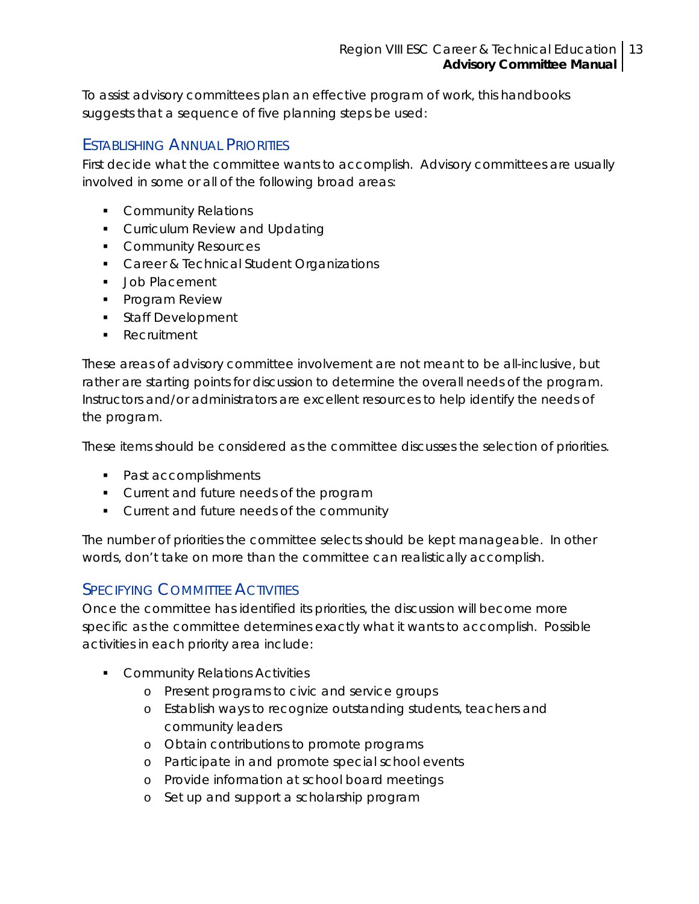To assist advisory committees plan an effective program of work, this handbooks suggests that a sequence of five planning steps be used:

## Establishing Annual Priorities

First decide what the committee wants to accomplish. Advisory committees are usually involved in some or all of the following broad areas:

- Community Relations
- Curriculum Review and Updating
- Community Resources
- Career & Technical Student Organizations
- Job Placement
- Program Review
- Staff Development
- Recruitment

These areas of advisory committee involvement are not meant to be all-inclusive, but rather are starting points for discussion to determine the overall needs of the program. Instructors and/or administrators are excellent resources to help identify the needs of the program.

These items should be considered as the committee discusses the selection of priorities.

- Past accomplishments
- Current and future needs of the program
- Current and future needs of the community

The number of priorities the committee selects should be kept manageable. In other words, don't take on more than the committee can realistically accomplish.

## Specifying Committee Activities

Once the committee has identified its priorities, the discussion will become more specific as the committee determines exactly what it wants to accomplish. Possible activities in each priority area include:

- Community Relations Activities
    - Present programs to civic and service groups
    - Establish ways to recognize outstanding students, teachers and community leaders
    - Obtain contributions to promote programs
    - Participate in and promote special school events
    - Provide information at school board meetings
    - Set up and support a scholarship program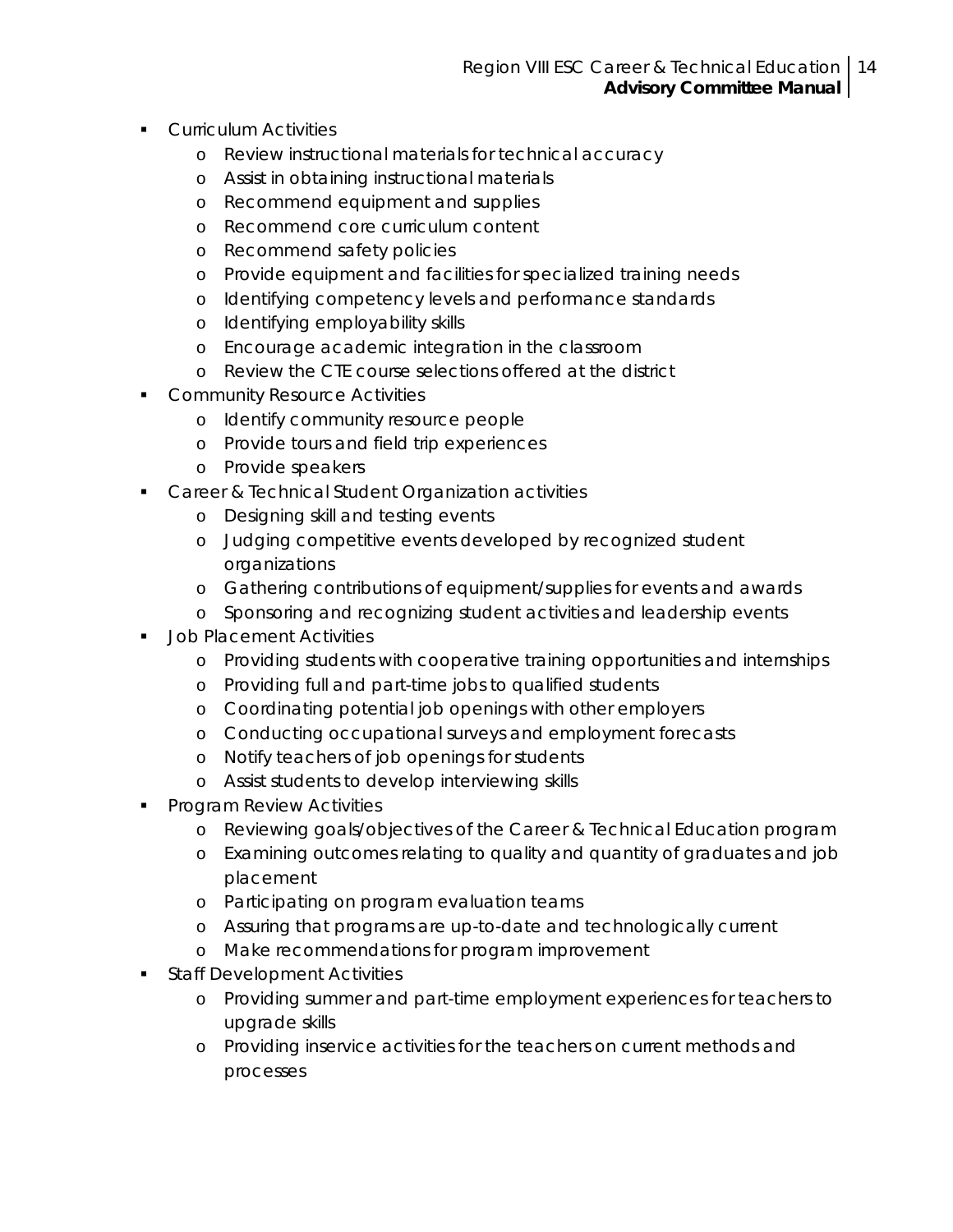- Curriculum Activities
  - Review instructional materials for technical accuracy
  - Assist in obtaining instructional materials
  - Recommend equipment and supplies
  - Recommend core curriculum content
  - Recommend safety policies
  - Provide equipment and facilities for specialized training needs
  - Identifying competency levels and performance standards
  - Identifying employability skills
  - Encourage academic integration in the classroom
  - Review the CTE course selections offered at the district
- Community Resource Activities
  - Identify community resource people
  - Provide tours and field trip experiences
  - Provide speakers
- Career & Technical Student Organization activities
  - Designing skill and testing events
  - Judging competitive events developed by recognized student organizations
  - Gathering contributions of equipment/supplies for events and awards
  - Sponsoring and recognizing student activities and leadership events
- Job Placement Activities
  - Providing students with cooperative training opportunities and internships
  - Providing full and part-time jobs to qualified students
  - Coordinating potential job openings with other employers
  - Conducting occupational surveys and employment forecasts
  - Notify teachers of job openings for students
  - Assist students to develop interviewing skills
- Program Review Activities
  - Reviewing goals/objectives of the Career & Technical Education program
  - Examining outcomes relating to quality and quantity of graduates and job placement
  - Participating on program evaluation teams
  - Assuring that programs are up-to-date and technologically current
  - Make recommendations for program improvement
- Staff Development Activities
  - Providing summer and part-time employment experiences for teachers to upgrade skills
  - Providing inservice activities for the teachers on current methods and processes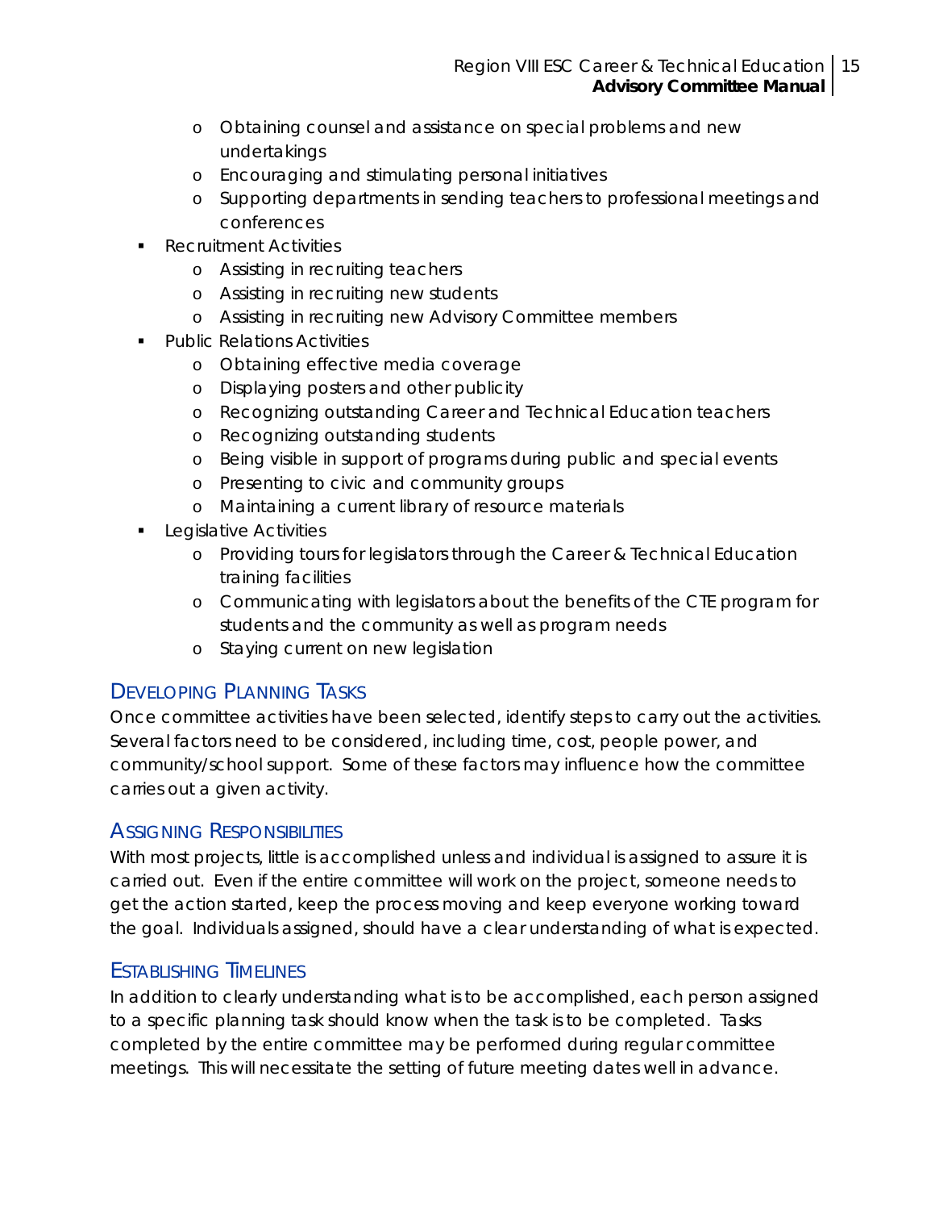- Obtaining counsel and assistance on special problems and new undertakings
    - Encouraging and stimulating personal initiatives
    - Supporting departments in sending teachers to professional meetings and conferences
- Recruitment Activities
    - Assisting in recruiting teachers
    - Assisting in recruiting new students
    - Assisting in recruiting new Advisory Committee members
- Public Relations Activities
    - Obtaining effective media coverage
    - Displaying posters and other publicity
    - Recognizing outstanding Career and Technical Education teachers
    - Recognizing outstanding students
    - Being visible in support of programs during public and special events
    - Presenting to civic and community groups
    - Maintaining a current library of resource materials
- Legislative Activities
    - Providing tours for legislators through the Career & Technical Education training facilities
    - Communicating with legislators about the benefits of the CTE program for students and the community as well as program needs
    - Staying current on new legislation

## Developing Planning Tasks

Once committee activities have been selected, identify steps to carry out the activities. Several factors need to be considered, including time, cost, people power, and community/school support. Some of these factors may influence how the committee carries out a given activity.

## Assigning Responsibilities

With most projects, little is accomplished unless and individual is assigned to assure it is carried out. Even if the entire committee will work on the project, someone needs to get the action started, keep the process moving and keep everyone working toward the goal. Individuals assigned, should have a clear understanding of what is expected.

## Establishing Timelines

In addition to clearly understanding what is to be accomplished, each person assigned to a specific planning task should know when the task is to be completed. Tasks completed by the entire committee may be performed during regular committee meetings. This will necessitate the setting of future meeting dates well in advance.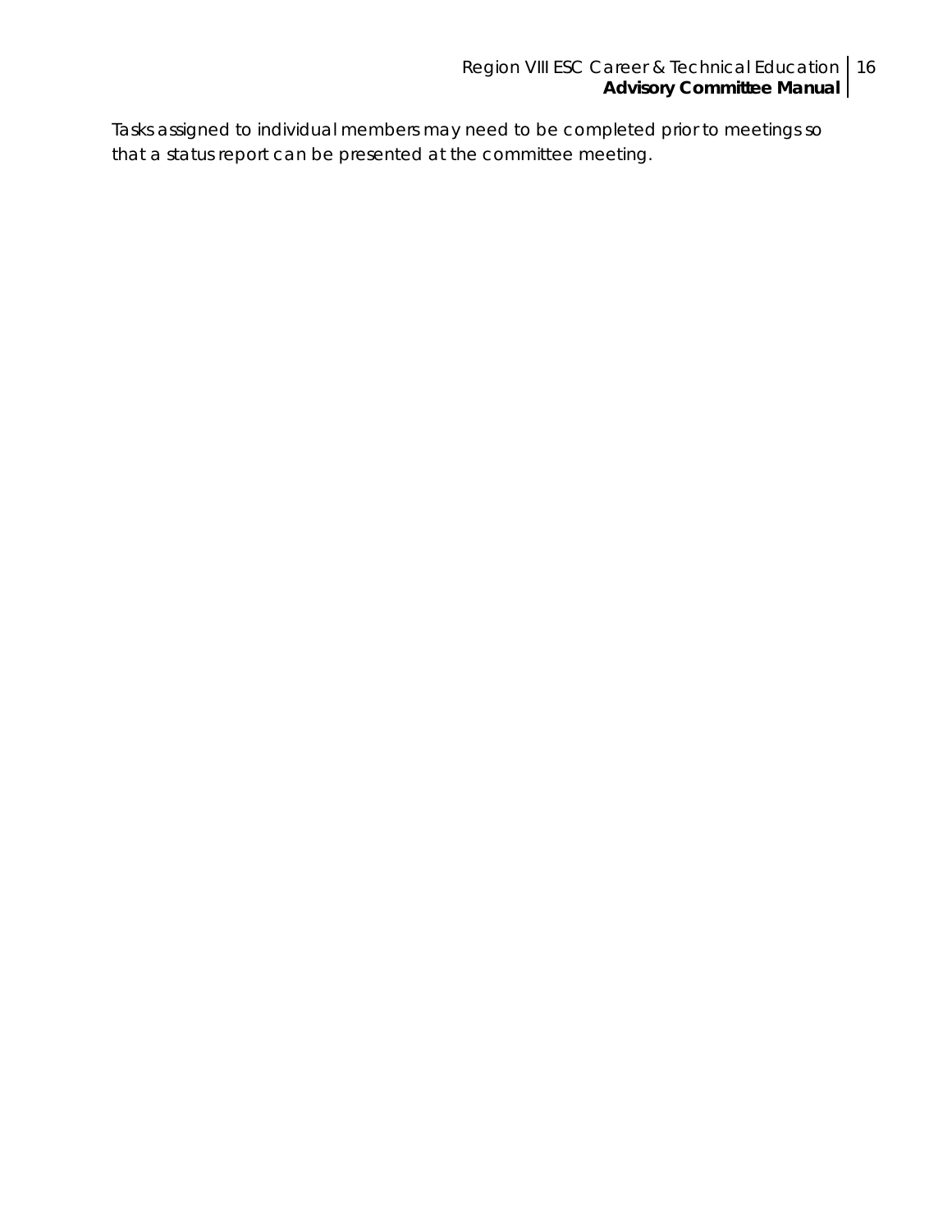Tasks assigned to individual members may need to be completed prior to meetings so that a status report can be presented at the committee meeting.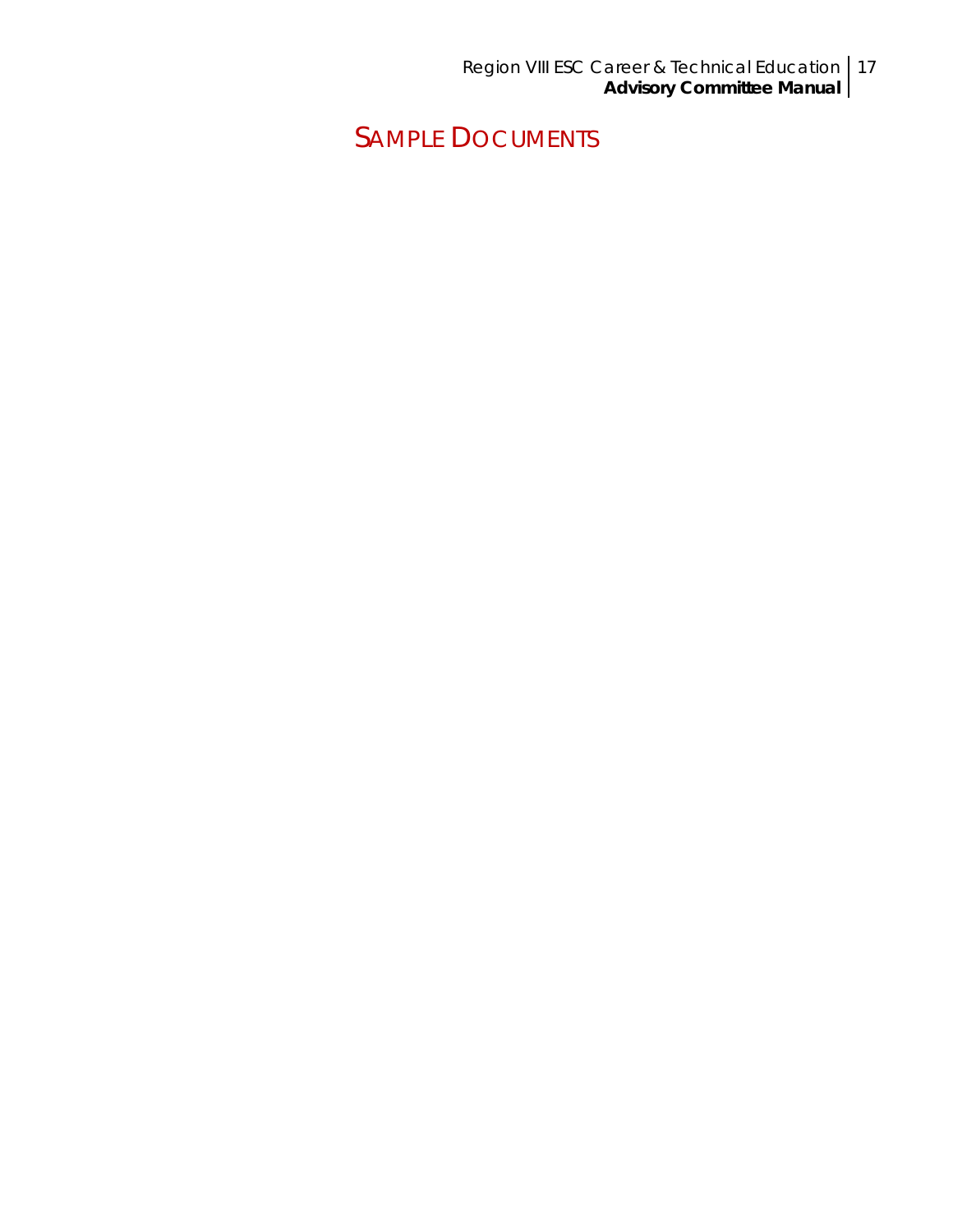# SAMPLE DOCUMENTS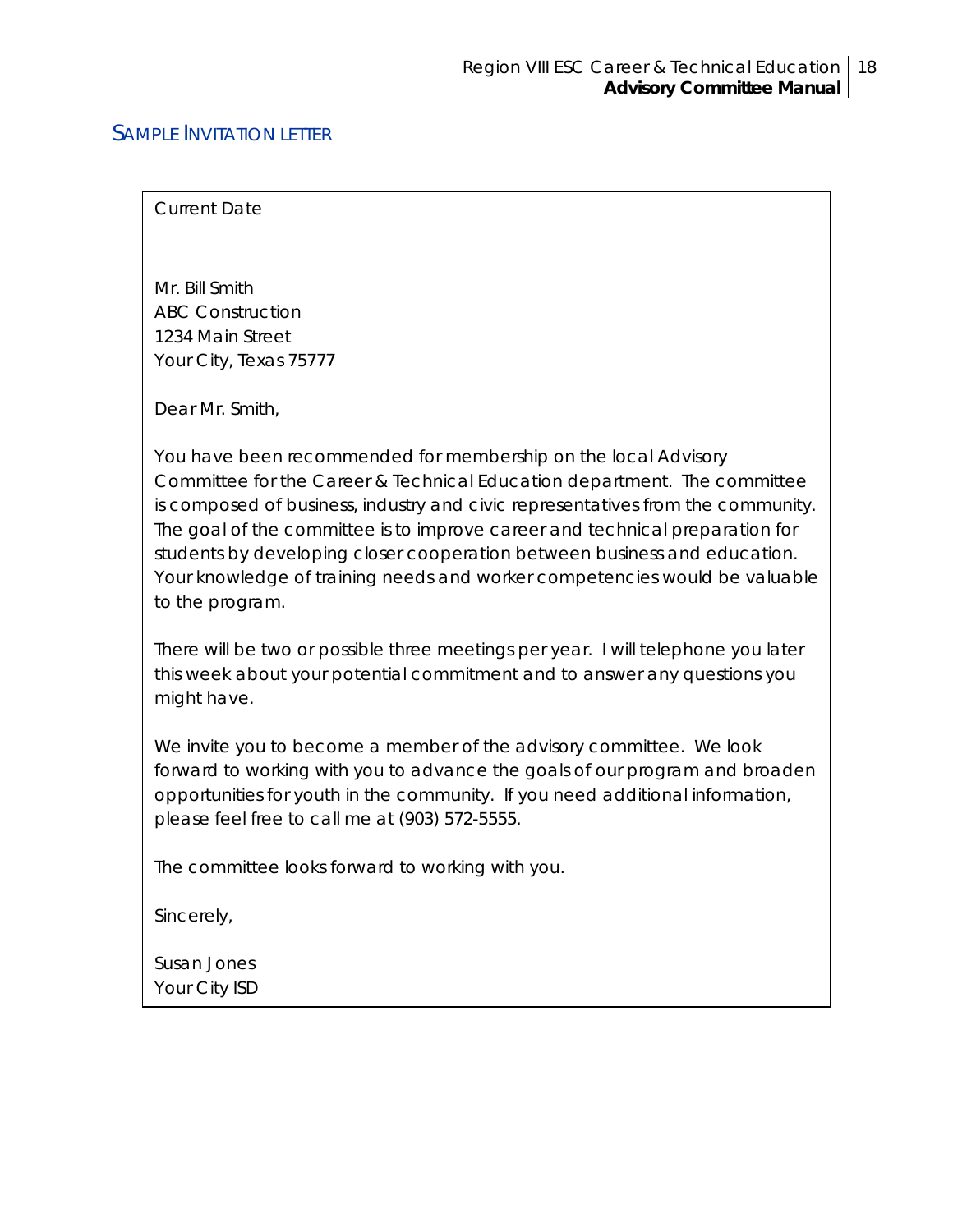## SAMPLE INVITATION LETTER

Current Date

Mr. Bill Smith
ABC Construction
1234 Main Street
Your City, Texas 75777

Dear Mr. Smith,

You have been recommended for membership on the local Advisory Committee for the Career & Technical Education department. The committee is composed of business, industry and civic representatives from the community. The goal of the committee is to improve career and technical preparation for students by developing closer cooperation between business and education. Your knowledge of training needs and worker competencies would be valuable to the program.

There will be two or possible three meetings per year. I will telephone you later this week about your potential commitment and to answer any questions you might have.

We invite you to become a member of the advisory committee. We look forward to working with you to advance the goals of our program and broaden opportunities for youth in the community. If you need additional information, please feel free to call me at (903) 572-5555.

The committee looks forward to working with you.

Sincerely,

Susan Jones
Your City ISD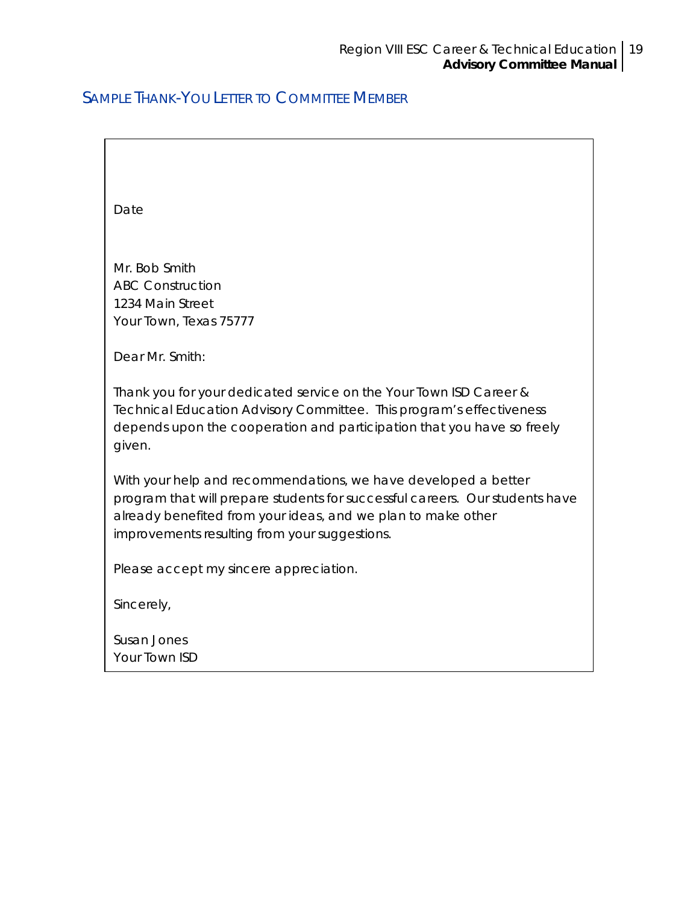## SAMPLE THANK-YOU LETTER TO COMMITTEE MEMBER

Date

Mr. Bob Smith
ABC Construction
1234 Main Street
Your Town, Texas 75777

Dear Mr. Smith:

Thank you for your dedicated service on the Your Town ISD Career & Technical Education Advisory Committee. This program's effectiveness depends upon the cooperation and participation that you have so freely given.

With your help and recommendations, we have developed a better program that will prepare students for successful careers. Our students have already benefited from your ideas, and we plan to make other improvements resulting from your suggestions.

Please accept my sincere appreciation.

Sincerely,

Susan Jones
Your Town ISD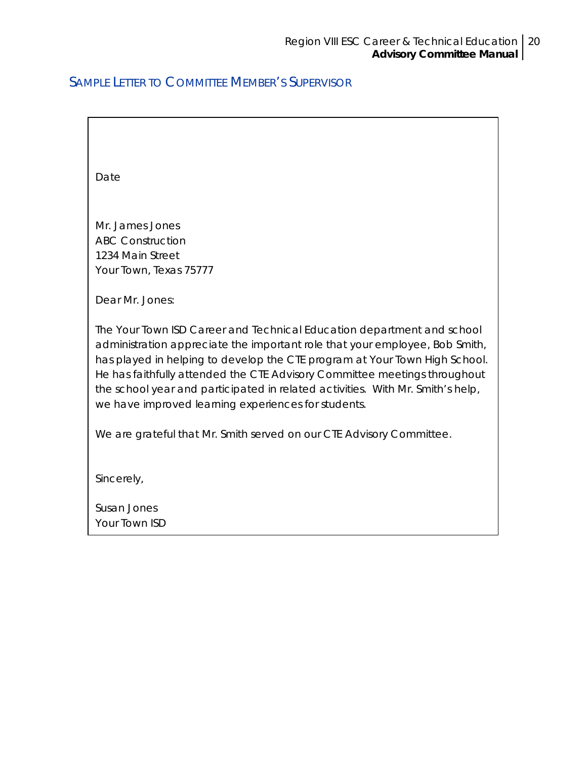## Sample Letter to Committee Member's Supervisor

Date

Mr. James Jones
ABC Construction
1234 Main Street
Your Town, Texas 75777

Dear Mr. Jones:

The Your Town ISD Career and Technical Education department and school administration appreciate the important role that your employee, Bob Smith, has played in helping to develop the CTE program at Your Town High School. He has faithfully attended the CTE Advisory Committee meetings throughout the school year and participated in related activities. With Mr. Smith's help, we have improved learning experiences for students.

We are grateful that Mr. Smith served on our CTE Advisory Committee.

Sincerely,

Susan Jones
Your Town ISD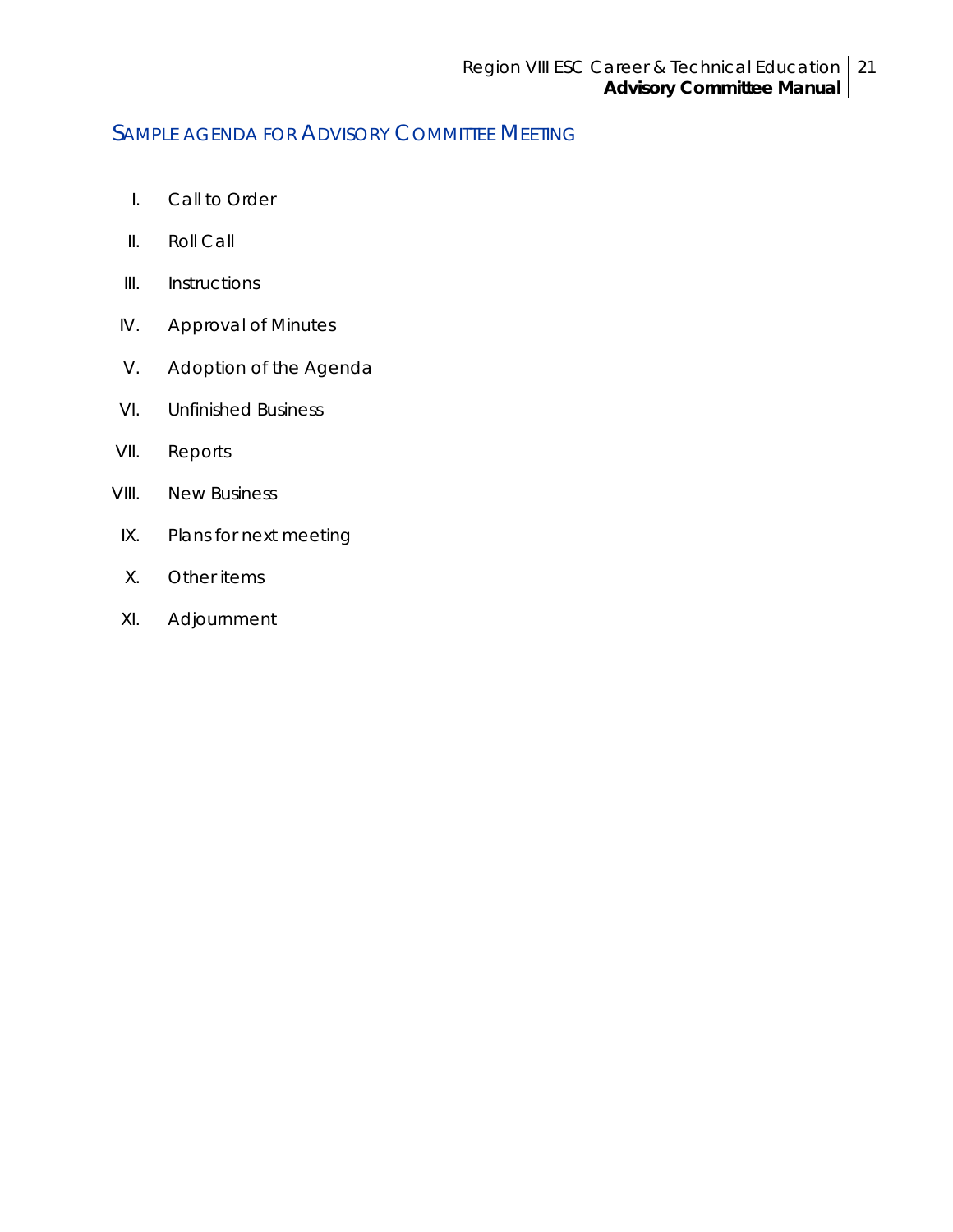## SAMPLE AGENDA FOR ADVISORY COMMITTEE MEETING

I. Call to Order

II. Roll Call

III. Instructions

IV. Approval of Minutes

V. Adoption of the Agenda

VI. Unfinished Business

VII. Reports

VIII. New Business

IX. Plans for next meeting

X. Other items

XI. Adjournment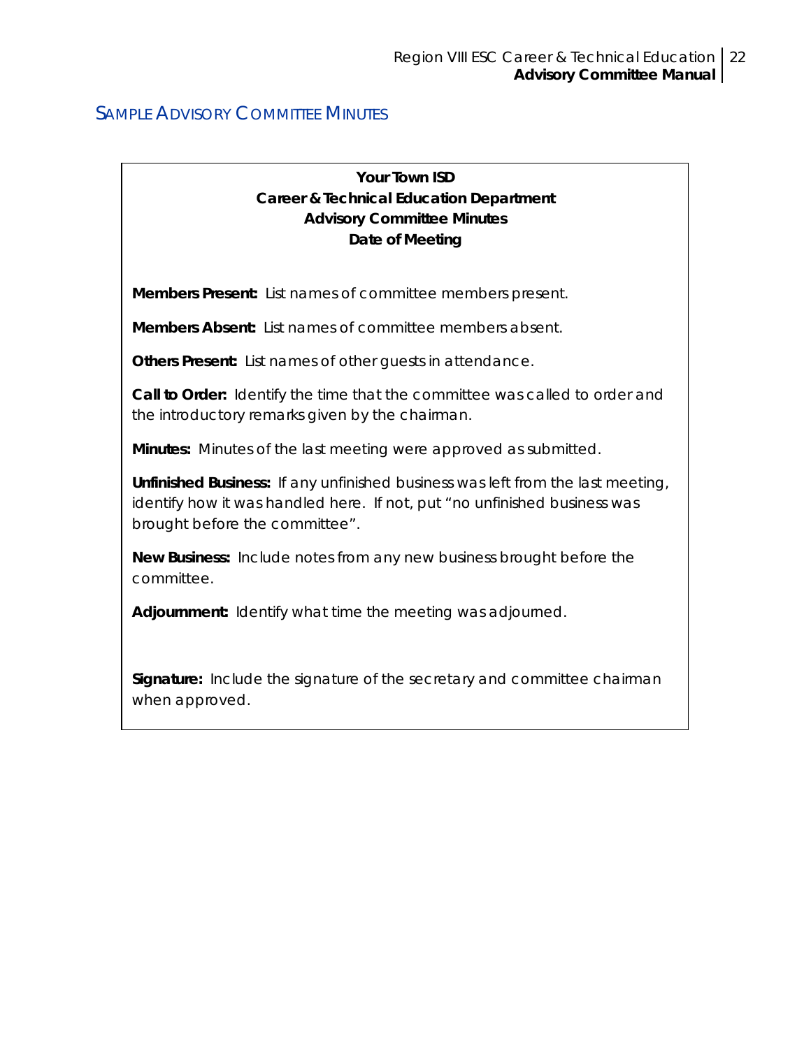## SAMPLE ADVISORY COMMITTEE MINUTES

**Your Town ISD**
**Career & Technical Education Department**
**Advisory Committee Minutes**
**Date of Meeting**

**Members Present:** List names of committee members present.

**Members Absent:** List names of committee members absent.

**Others Present:** List names of other guests in attendance.

**Call to Order:** Identify the time that the committee was called to order and the introductory remarks given by the chairman.

**Minutes:** Minutes of the last meeting were approved as submitted.

**Unfinished Business:** If any unfinished business was left from the last meeting, identify how it was handled here. If not, put "no unfinished business was brought before the committee".

**New Business:** Include notes from any new business brought before the committee.

**Adjournment:** Identify what time the meeting was adjourned.

**Signature:** Include the signature of the secretary and committee chairman when approved.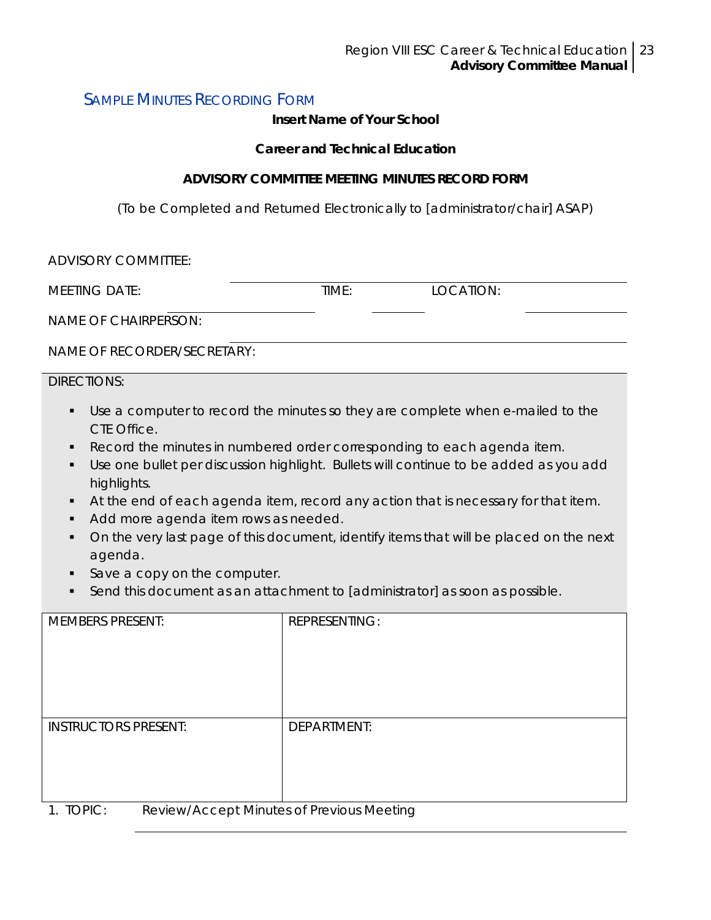## Sample Minutes Recording Form

**Insert Name of Your School**

**Career and Technical Education**

**ADVISORY COMMITTEE MEETING MINUTES RECORD FORM**

(To be Completed and Returned Electronically to [administrator/chair] ASAP)

ADVISORY COMMITTEE: ______________________________

MEETING DATE: ______________ TIME: ________ LOCATION: ______________

NAME OF CHAIRPERSON: ______________________________

NAME OF RECORDER/SECRETARY: ______________________________

DIRECTIONS:

- Use a computer to record the minutes so they are complete when e-mailed to the CTE Office.
- Record the minutes in numbered order corresponding to each agenda item.
- Use one bullet per discussion highlight. Bullets will continue to be added as you add highlights.
- At the end of each agenda item, record any action that is necessary for that item.
- Add more agenda item rows as needed.
- On the very last page of this document, identify items that will be placed on the next agenda.
- Save a copy on the computer.
- Send this document as an attachment to [administrator] as soon as possible.

| MEMBERS PRESENT: | REPRESENTING: |
| --- | --- |
| | |
| INSTRUCTORS PRESENT: | DEPARTMENT: |
| | |

1. TOPIC: Review/Accept Minutes of Previous Meeting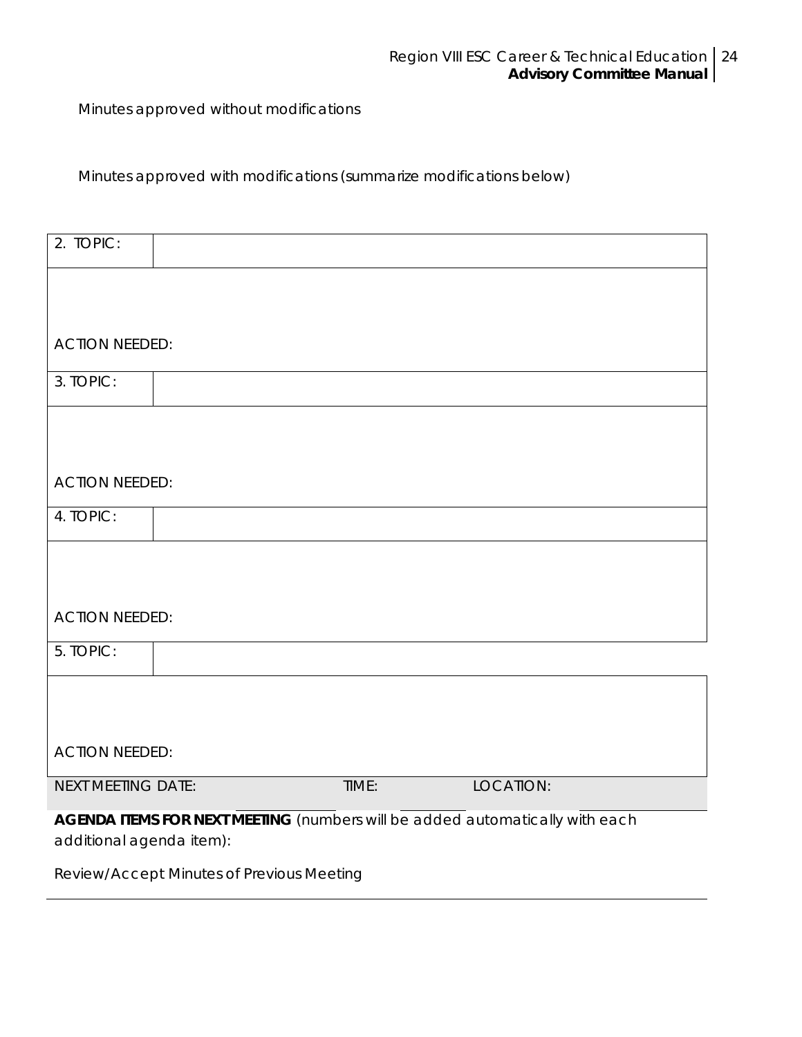Minutes approved without modifications

Minutes approved with modifications (summarize modifications below)

| 2. TOPIC: | |
|---|---|
| ACTION NEEDED: | |
| 3. TOPIC: | |
| ACTION NEEDED: | |
| 4. TOPIC: | |
| ACTION NEEDED: | |
| 5. TOPIC: | |
| ACTION NEEDED: | |

NEXT MEETING DATE: ________ TIME: ________ LOCATION: ________

**AGENDA ITEMS FOR NEXT MEETING** (numbers will be added automatically with each additional agenda item):

Review/Accept Minutes of Previous Meeting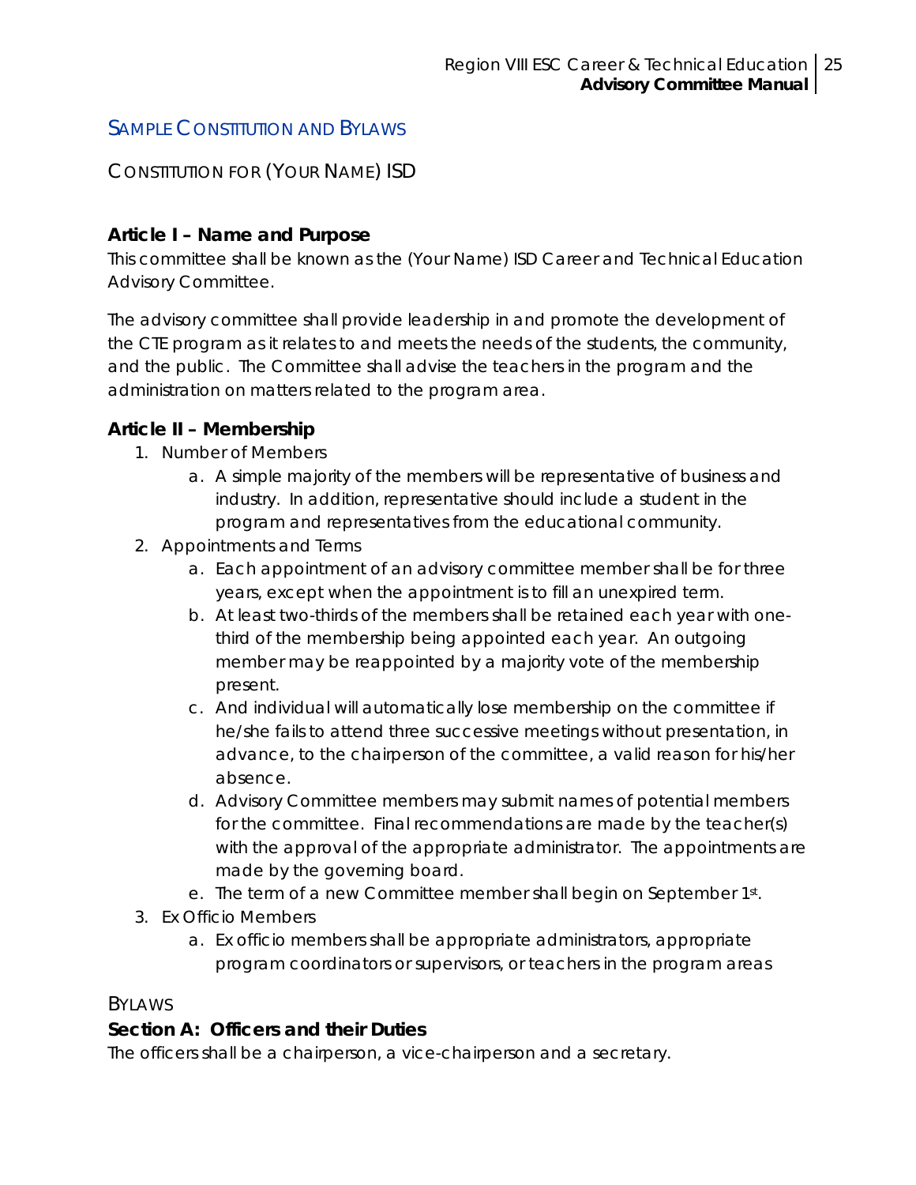## Sample Constitution and Bylaws

### Constitution for (Your Name) ISD

**Article I – Name and Purpose**

This committee shall be known as the (Your Name) ISD Career and Technical Education Advisory Committee.

The advisory committee shall provide leadership in and promote the development of the CTE program as it relates to and meets the needs of the students, the community, and the public. The Committee shall advise the teachers in the program and the administration on matters related to the program area.

**Article II – Membership**

1. Number of Members
   a. A simple majority of the members will be representative of business and industry. In addition, representative should include a student in the program and representatives from the educational community.
2. Appointments and Terms
   a. Each appointment of an advisory committee member shall be for three years, except when the appointment is to fill an unexpired term.
   b. At least two-thirds of the members shall be retained each year with one-third of the membership being appointed each year. An outgoing member may be reappointed by a majority vote of the membership present.
   c. And individual will automatically lose membership on the committee if he/she fails to attend three successive meetings without presentation, in advance, to the chairperson of the committee, a valid reason for his/her absence.
   d. Advisory Committee members may submit names of potential members for the committee. Final recommendations are made by the teacher(s) with the approval of the appropriate administrator. The appointments are made by the governing board.
   e. The term of a new Committee member shall begin on September 1st.
3. Ex Officio Members
   a. Ex officio members shall be appropriate administrators, appropriate program coordinators or supervisors, or teachers in the program areas

### Bylaws

**Section A: Officers and their Duties**

The officers shall be a chairperson, a vice-chairperson and a secretary.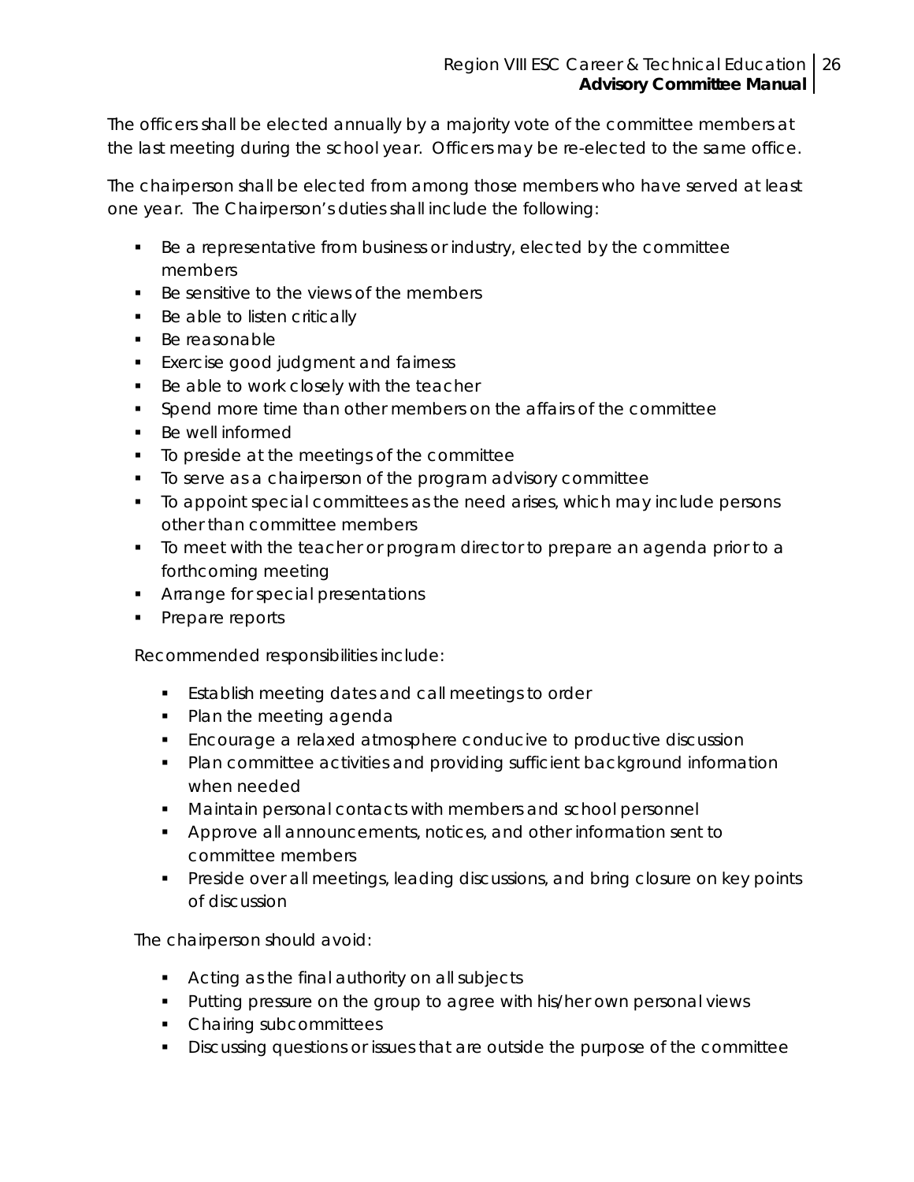The officers shall be elected annually by a majority vote of the committee members at the last meeting during the school year. Officers may be re-elected to the same office.

The chairperson shall be elected from among those members who have served at least one year. The Chairperson's duties shall include the following:

- Be a representative from business or industry, elected by the committee members
- Be sensitive to the views of the members
- Be able to listen critically
- Be reasonable
- Exercise good judgment and fairness
- Be able to work closely with the teacher
- Spend more time than other members on the affairs of the committee
- Be well informed
- To preside at the meetings of the committee
- To serve as a chairperson of the program advisory committee
- To appoint special committees as the need arises, which may include persons other than committee members
- To meet with the teacher or program director to prepare an agenda prior to a forthcoming meeting
- Arrange for special presentations
- Prepare reports

Recommended responsibilities include:

- Establish meeting dates and call meetings to order
- Plan the meeting agenda
- Encourage a relaxed atmosphere conducive to productive discussion
- Plan committee activities and providing sufficient background information when needed
- Maintain personal contacts with members and school personnel
- Approve all announcements, notices, and other information sent to committee members
- Preside over all meetings, leading discussions, and bring closure on key points of discussion

The chairperson should avoid:

- Acting as the final authority on all subjects
- Putting pressure on the group to agree with his/her own personal views
- Chairing subcommittees
- Discussing questions or issues that are outside the purpose of the committee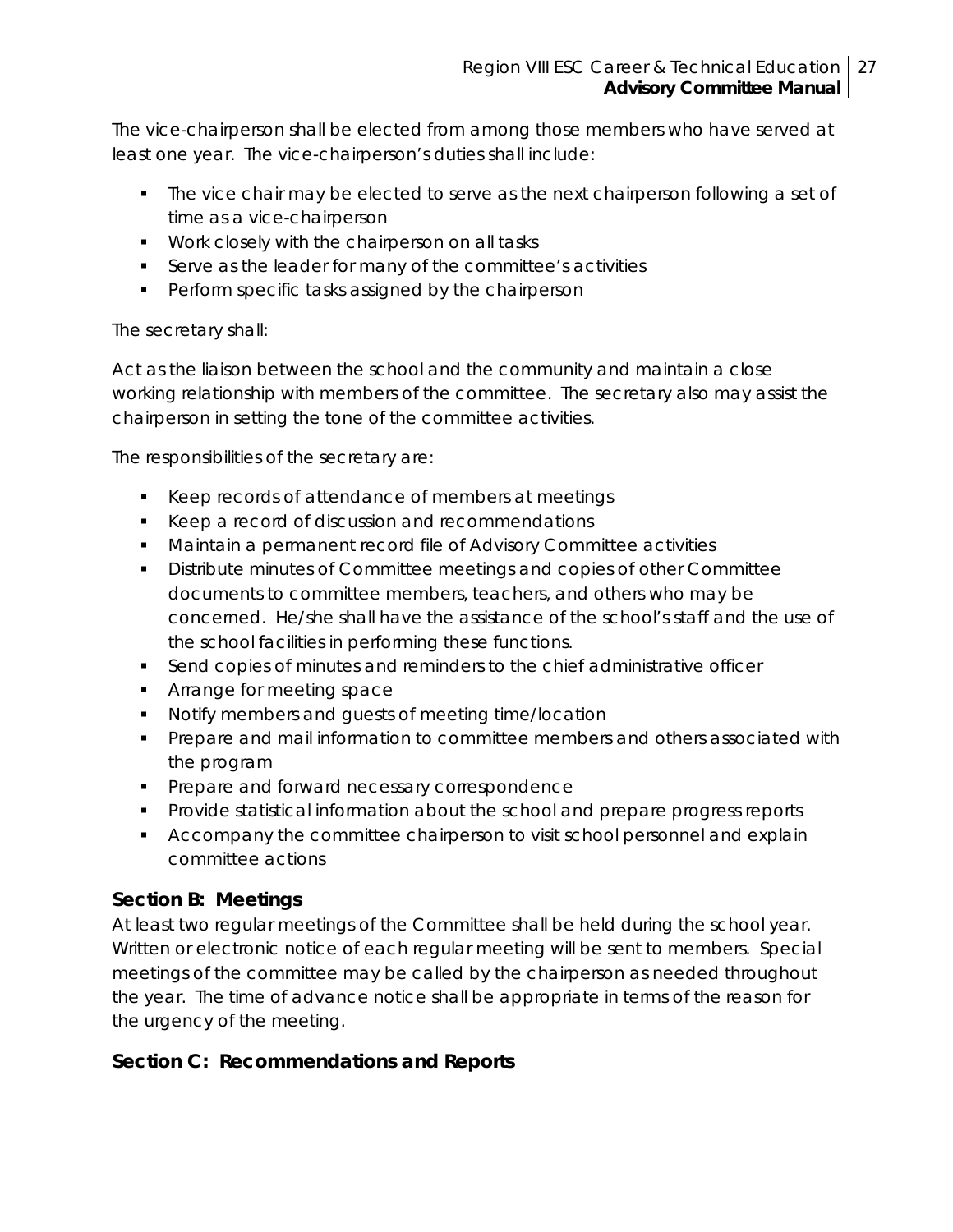The vice-chairperson shall be elected from among those members who have served at least one year. The vice-chairperson's duties shall include:

- The vice chair may be elected to serve as the next chairperson following a set of time as a vice-chairperson
- Work closely with the chairperson on all tasks
- Serve as the leader for many of the committee's activities
- Perform specific tasks assigned by the chairperson

The secretary shall:

Act as the liaison between the school and the community and maintain a close working relationship with members of the committee. The secretary also may assist the chairperson in setting the tone of the committee activities.

The responsibilities of the secretary are:

- Keep records of attendance of members at meetings
- Keep a record of discussion and recommendations
- Maintain a permanent record file of Advisory Committee activities
- Distribute minutes of Committee meetings and copies of other Committee documents to committee members, teachers, and others who may be concerned. He/she shall have the assistance of the school's staff and the use of the school facilities in performing these functions.
- Send copies of minutes and reminders to the chief administrative officer
- Arrange for meeting space
- Notify members and guests of meeting time/location
- Prepare and mail information to committee members and others associated with the program
- Prepare and forward necessary correspondence
- Provide statistical information about the school and prepare progress reports
- Accompany the committee chairperson to visit school personnel and explain committee actions

### Section B: Meetings

At least two regular meetings of the Committee shall be held during the school year. Written or electronic notice of each regular meeting will be sent to members. Special meetings of the committee may be called by the chairperson as needed throughout the year. The time of advance notice shall be appropriate in terms of the reason for the urgency of the meeting.

### Section C: Recommendations and Reports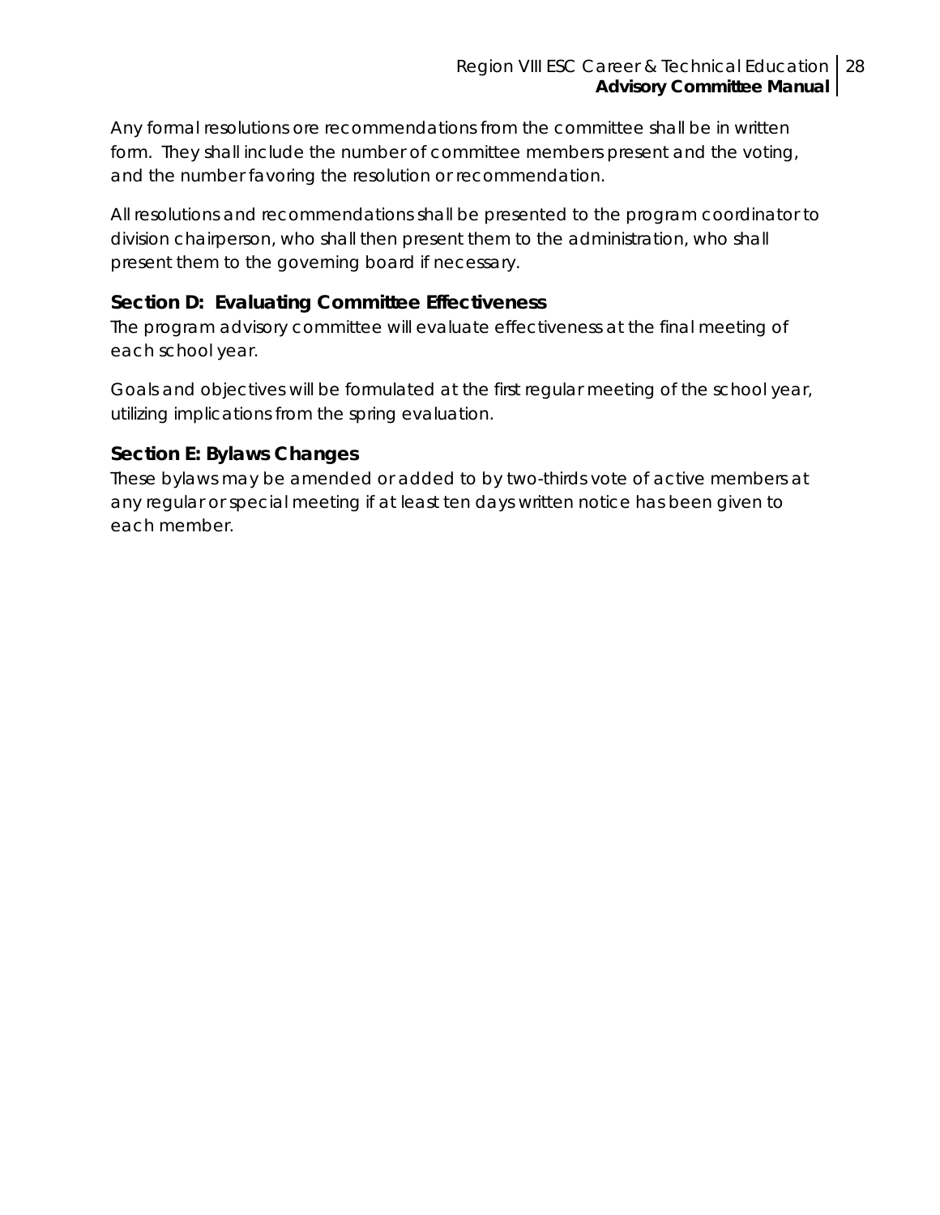Any formal resolutions ore recommendations from the committee shall be in written form. They shall include the number of committee members present and the voting, and the number favoring the resolution or recommendation.

All resolutions and recommendations shall be presented to the program coordinator to division chairperson, who shall then present them to the administration, who shall present them to the governing board if necessary.

### Section D: Evaluating Committee Effectiveness

The program advisory committee will evaluate effectiveness at the final meeting of each school year.

Goals and objectives will be formulated at the first regular meeting of the school year, utilizing implications from the spring evaluation.

### Section E: Bylaws Changes

These bylaws may be amended or added to by two-thirds vote of active members at any regular or special meeting if at least ten days written notice has been given to each member.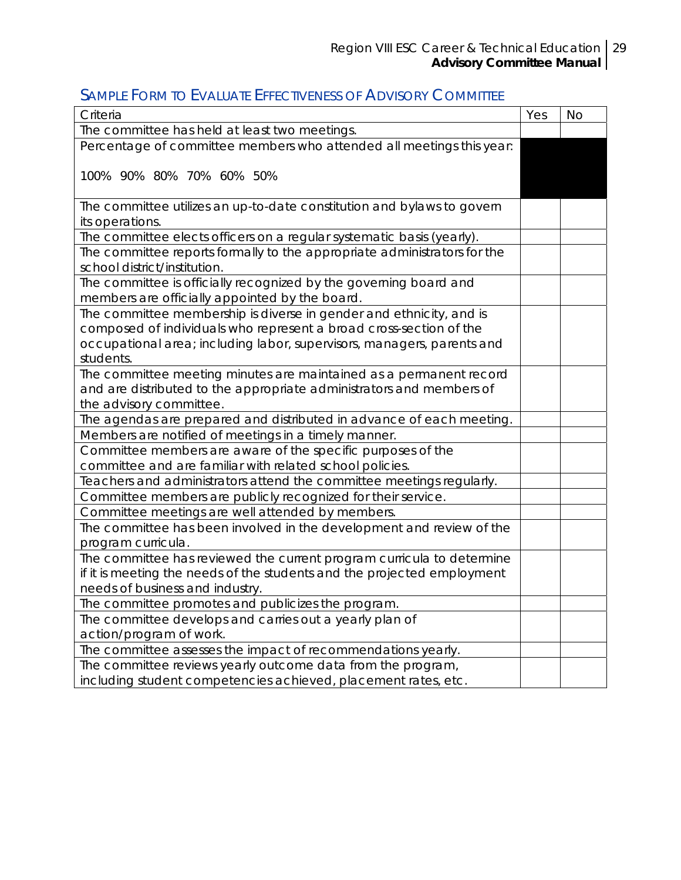## Sample Form to Evaluate Effectiveness of Advisory Committee

| Criteria | Yes | No |
|---|---|---|
| The committee has held at least two meetings. | | |
| Percentage of committee members who attended all meetings this year: 100% 90% 80% 70% 60% 50% | | |
| The committee utilizes an up-to-date constitution and bylaws to govern its operations. | | |
| The committee elects officers on a regular systematic basis (yearly). | | |
| The committee reports formally to the appropriate administrators for the school district/institution. | | |
| The committee is officially recognized by the governing board and members are officially appointed by the board. | | |
| The committee membership is diverse in gender and ethnicity, and is composed of individuals who represent a broad cross-section of the occupational area; including labor, supervisors, managers, parents and students. | | |
| The committee meeting minutes are maintained as a permanent record and are distributed to the appropriate administrators and members of the advisory committee. | | |
| The agendas are prepared and distributed in advance of each meeting. | | |
| Members are notified of meetings in a timely manner. | | |
| Committee members are aware of the specific purposes of the committee and are familiar with related school policies. | | |
| Teachers and administrators attend the committee meetings regularly. | | |
| Committee members are publicly recognized for their service. | | |
| Committee meetings are well attended by members. | | |
| The committee has been involved in the development and review of the program curricula. | | |
| The committee has reviewed the current program curricula to determine if it is meeting the needs of the students and the projected employment needs of business and industry. | | |
| The committee promotes and publicizes the program. | | |
| The committee develops and carries out a yearly plan of action/program of work. | | |
| The committee assesses the impact of recommendations yearly. | | |
| The committee reviews yearly outcome data from the program, including student competencies achieved, placement rates, etc. | | |